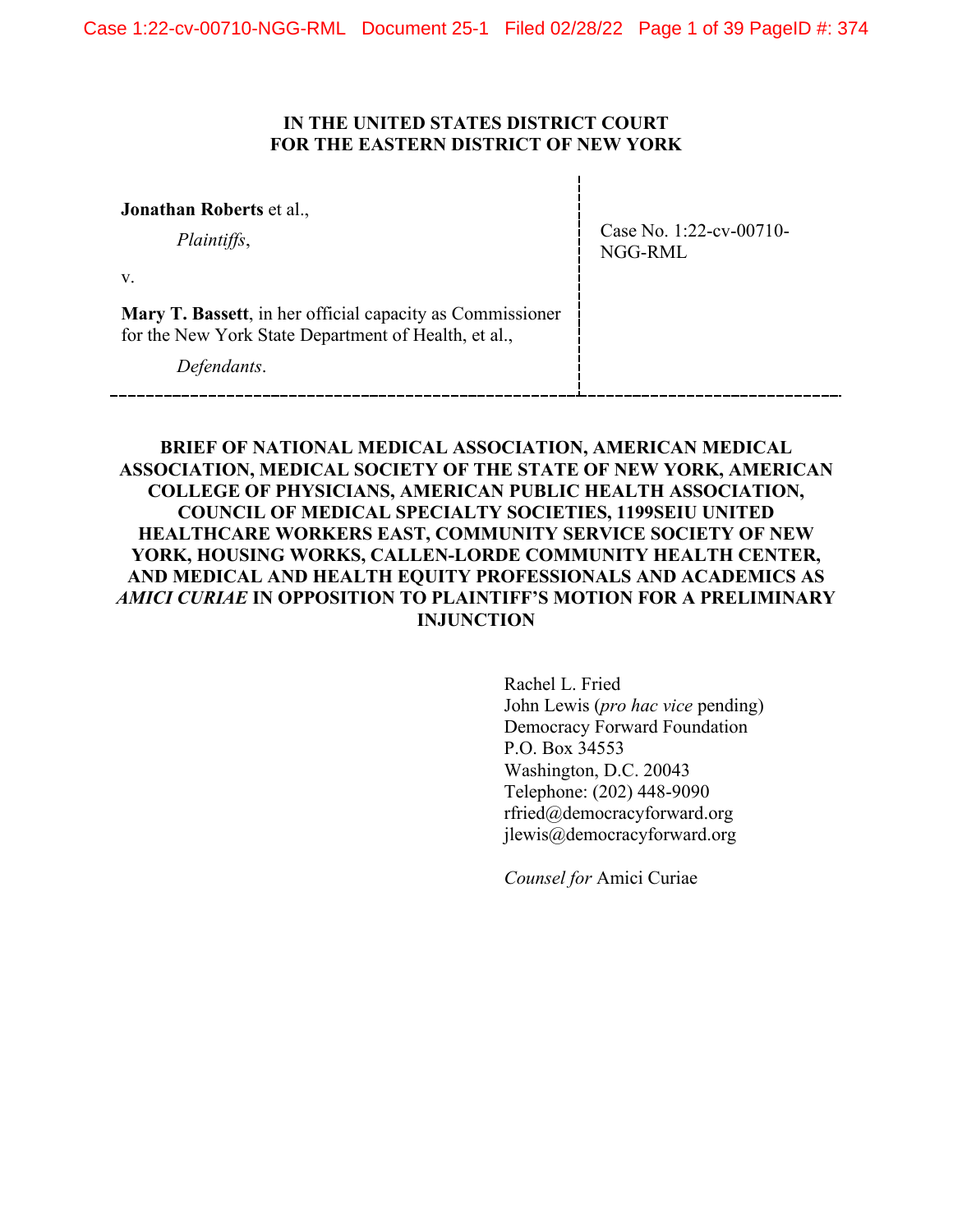**IN THE UNITED STATES DISTRICT COURT**
**FOR THE EASTERN DISTRICT OF NEW YORK**

| | |
|---|---|
| **Jonathan Roberts** et al.,<br><br>*Plaintiffs*,<br><br>v.<br><br>**Mary T. Bassett**, in her official capacity as Commissioner for the New York State Department of Health, et al.,<br><br>*Defendants*. | Case No. 1:22-cv-00710-NGG-RML |

**BRIEF OF NATIONAL MEDICAL ASSOCIATION, AMERICAN MEDICAL ASSOCIATION, MEDICAL SOCIETY OF THE STATE OF NEW YORK, AMERICAN COLLEGE OF PHYSICIANS, AMERICAN PUBLIC HEALTH ASSOCIATION, COUNCIL OF MEDICAL SPECIALTY SOCIETIES, 1199SEIU UNITED HEALTHCARE WORKERS EAST, COMMUNITY SERVICE SOCIETY OF NEW YORK, HOUSING WORKS, CALLEN-LORDE COMMUNITY HEALTH CENTER, AND MEDICAL AND HEALTH EQUITY PROFESSIONALS AND ACADEMICS AS *AMICI CURIAE* IN OPPOSITION TO PLAINTIFF'S MOTION FOR A PRELIMINARY INJUNCTION**

Rachel L. Fried
John Lewis (*pro hac vice* pending)
Democracy Forward Foundation
P.O. Box 34553
Washington, D.C. 20043
Telephone: (202) 448-9090
rfried@democracyforward.org
jlewis@democracyforward.org

*Counsel for* Amici Curiae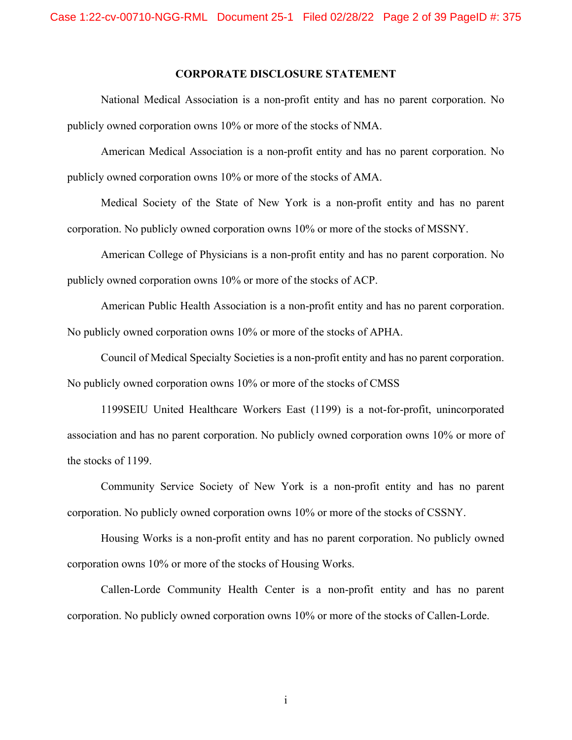## CORPORATE DISCLOSURE STATEMENT

National Medical Association is a non-profit entity and has no parent corporation. No publicly owned corporation owns 10% or more of the stocks of NMA.

American Medical Association is a non-profit entity and has no parent corporation. No publicly owned corporation owns 10% or more of the stocks of AMA.

Medical Society of the State of New York is a non-profit entity and has no parent corporation. No publicly owned corporation owns 10% or more of the stocks of MSSNY.

American College of Physicians is a non-profit entity and has no parent corporation. No publicly owned corporation owns 10% or more of the stocks of ACP.

American Public Health Association is a non-profit entity and has no parent corporation. No publicly owned corporation owns 10% or more of the stocks of APHA.

Council of Medical Specialty Societies is a non-profit entity and has no parent corporation. No publicly owned corporation owns 10% or more of the stocks of CMSS

1199SEIU United Healthcare Workers East (1199) is a not-for-profit, unincorporated association and has no parent corporation. No publicly owned corporation owns 10% or more of the stocks of 1199.

Community Service Society of New York is a non-profit entity and has no parent corporation. No publicly owned corporation owns 10% or more of the stocks of CSSNY.

Housing Works is a non-profit entity and has no parent corporation. No publicly owned corporation owns 10% or more of the stocks of Housing Works.

Callen-Lorde Community Health Center is a non-profit entity and has no parent corporation. No publicly owned corporation owns 10% or more of the stocks of Callen-Lorde.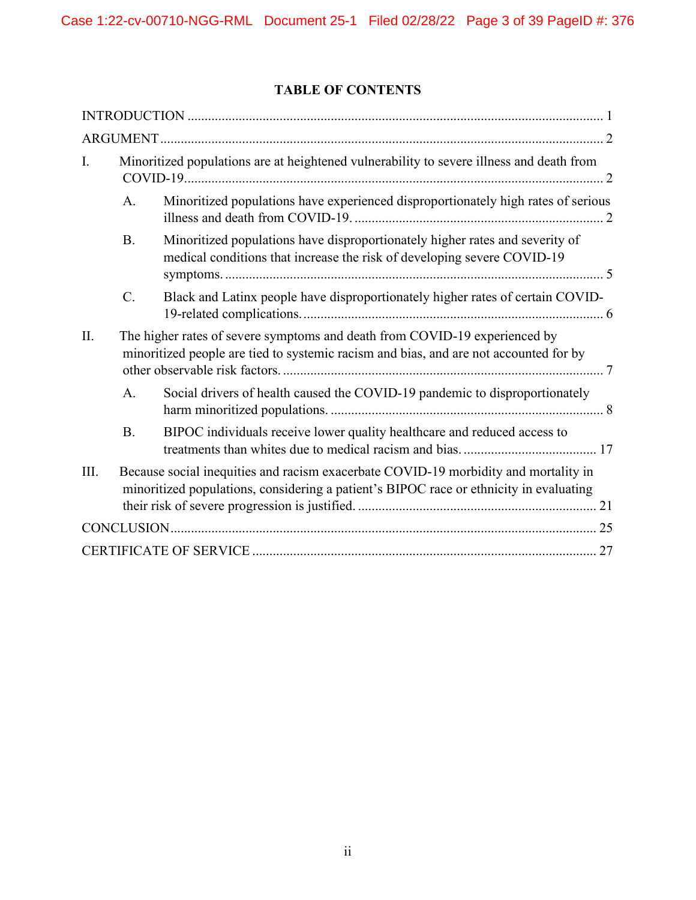## TABLE OF CONTENTS

INTRODUCTION ........................................................................................................................ 1

ARGUMENT ................................................................................................................................ 2

I. Minoritized populations are at heightened vulnerability to severe illness and death from COVID-19 ........................................................................................................................ 2

   A. Minoritized populations have experienced disproportionately high rates of serious illness and death from COVID-19. ........................................................................ 2

   B. Minoritized populations have disproportionately higher rates and severity of medical conditions that increase the risk of developing severe COVID-19 symptoms. .............................................................................................................. 5

   C. Black and Latinx people have disproportionately higher rates of certain COVID-19-related complications. ....................................................................................... 6

II. The higher rates of severe symptoms and death from COVID-19 experienced by minoritized people are tied to systemic racism and bias, and are not accounted for by other observable risk factors. ............................................................................................ 7

   A. Social drivers of health caused the COVID-19 pandemic to disproportionately harm minoritized populations. ............................................................................... 8

   B. BIPOC individuals receive lower quality healthcare and reduced access to treatments than whites due to medical racism and bias. ...................................... 17

III. Because social inequities and racism exacerbate COVID-19 morbidity and mortality in minoritized populations, considering a patient's BIPOC race or ethnicity in evaluating their risk of severe progression is justified. .................................................................... 21

CONCLUSION ........................................................................................................................... 25

CERTIFICATE OF SERVICE .................................................................................................... 27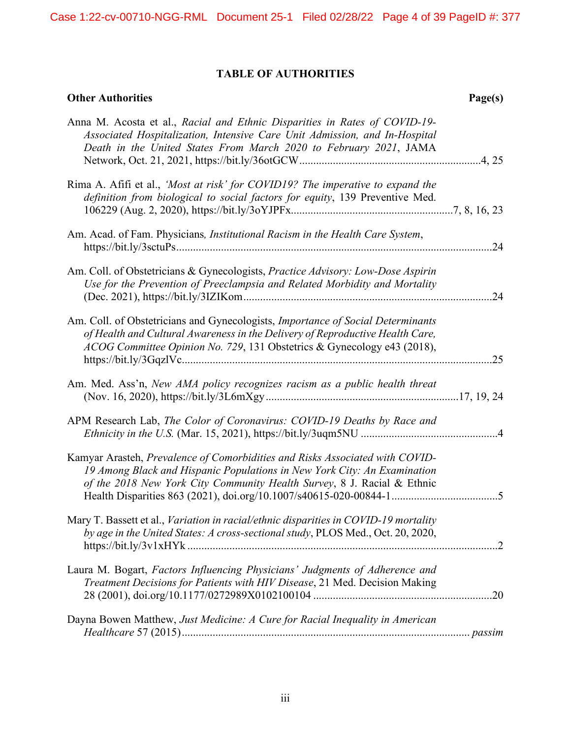## TABLE OF AUTHORITIES

**Other Authorities** **Page(s)**

Anna M. Acosta et al., *Racial and Ethnic Disparities in Rates of COVID-19-Associated Hospitalization, Intensive Care Unit Admission, and In-Hospital Death in the United States From March 2020 to February 2021*, JAMA Network, Oct. 21, 2021, https://bit.ly/36otGCW....................4, 25

Rima A. Afifi et al., *'Most at risk' for COVID19? The imperative to expand the definition from biological to social factors for equity*, 139 Preventive Med. 106229 (Aug. 2, 2020), https://bit.ly/3oYJPFx....................7, 8, 16, 23

Am. Acad. of Fam. Physicians*, Institutional Racism in the Health Care System*, https://bit.ly/3sctuPs....................24

Am. Coll. of Obstetricians & Gynecologists, *Practice Advisory: Low-Dose Aspirin Use for the Prevention of Preeclampsia and Related Morbidity and Mortality* (Dec. 2021), https://bit.ly/3IZIKom....................24

Am. Coll. of Obstetricians and Gynecologists, *Importance of Social Determinants of Health and Cultural Awareness in the Delivery of Reproductive Health Care, ACOG Committee Opinion No. 729*, 131 Obstetrics & Gynecology e43 (2018), https://bit.ly/3GqzlVc....................25

Am. Med. Ass'n, *New AMA policy recognizes racism as a public health threat* (Nov. 16, 2020), https://bit.ly/3L6mXgy....................17, 19, 24

APM Research Lab, *The Color of Coronavirus: COVID-19 Deaths by Race and Ethnicity in the U.S.* (Mar. 15, 2021), https://bit.ly/3uqm5NU....................4

Kamyar Arasteh, *Prevalence of Comorbidities and Risks Associated with COVID-19 Among Black and Hispanic Populations in New York City: An Examination of the 2018 New York City Community Health Survey*, 8 J. Racial & Ethnic Health Disparities 863 (2021), doi.org/10.1007/s40615-020-00844-1....................5

Mary T. Bassett et al., *Variation in racial/ethnic disparities in COVID-19 mortality by age in the United States: A cross-sectional study*, PLOS Med., Oct. 20, 2020, https://bit.ly/3v1xHYk....................2

Laura M. Bogart, *Factors Influencing Physicians' Judgments of Adherence and Treatment Decisions for Patients with HIV Disease*, 21 Med. Decision Making 28 (2001), doi.org/10.1177/0272989X0102100104....................20

Dayna Bowen Matthew, *Just Medicine: A Cure for Racial Inequality in American Healthcare* 57 (2015).................... *passim*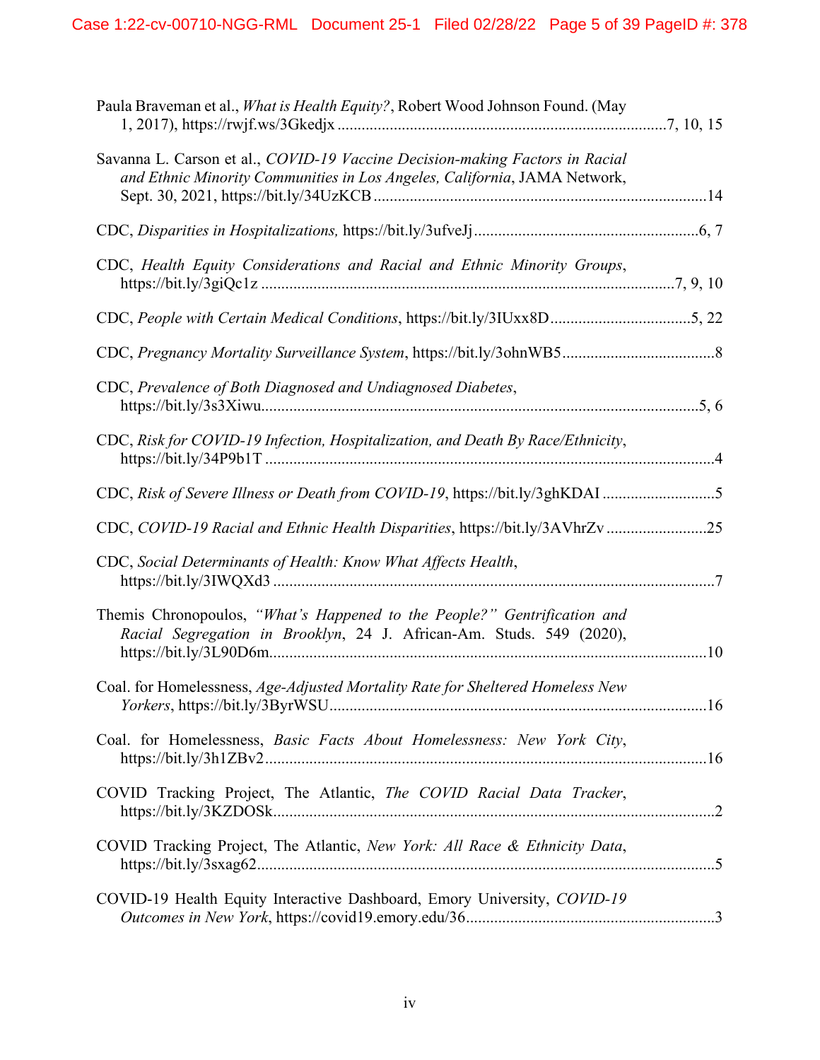Paula Braveman et al., *What is Health Equity?*, Robert Wood Johnson Found. (May 1, 2017), https://rwjf.ws/3Gkedjx ....................................................................................7, 10, 15

Savanna L. Carson et al., *COVID-19 Vaccine Decision-making Factors in Racial and Ethnic Minority Communities in Los Angeles, California*, JAMA Network, Sept. 30, 2021, https://bit.ly/34UzKCB .....................................................................................14

CDC, *Disparities in Hospitalizations,* https://bit.ly/3ufveJj .........................................................6, 7

CDC, *Health Equity Considerations and Racial and Ethnic Minority Groups*, https://bit.ly/3giQc1z ......................................................................................................7, 9, 10

CDC, *People with Certain Medical Conditions*, https://bit.ly/3IUxx8D ...................................5, 22

CDC, *Pregnancy Mortality Surveillance System*, https://bit.ly/3ohnWB5 ......................................8

CDC, *Prevalence of Both Diagnosed and Undiagnosed Diabetes*, https://bit.ly/3s3Xiwu.............................................................................................................5, 6

CDC, *Risk for COVID-19 Infection, Hospitalization, and Death By Race/Ethnicity*, https://bit.ly/34P9b1T ....................................................................................................................4

CDC, *Risk of Severe Illness or Death from COVID-19*, https://bit.ly/3ghKDAI ............................5

CDC, *COVID-19 Racial and Ethnic Health Disparities*, https://bit.ly/3AVhrZv .........................25

CDC, *Social Determinants of Health: Know What Affects Health*, https://bit.ly/3IWQXd3 ..............................................................................................................7

Themis Chronopoulos, *"What's Happened to the People?" Gentrification and Racial Segregation in Brooklyn*, 24 J. African-Am. Studs. 549 (2020), https://bit.ly/3L90D6m...............................................................................................................10

Coal. for Homelessness, *Age-Adjusted Mortality Rate for Sheltered Homeless New Yorkers*, https://bit.ly/3ByrWSU...............................................................................................16

Coal. for Homelessness, *Basic Facts About Homelessness: New York City*, https://bit.ly/3h1ZBv2..............................................................................................................16

COVID Tracking Project, The Atlantic, *The COVID Racial Data Tracker*, https://bit.ly/3KZDOSk..............................................................................................................2

COVID Tracking Project, The Atlantic, *New York: All Race & Ethnicity Data*, https://bit.ly/3sxag62..................................................................................................................5

COVID-19 Health Equity Interactive Dashboard, Emory University, *COVID-19 Outcomes in New York*, https://covid19.emory.edu/36.............................................................3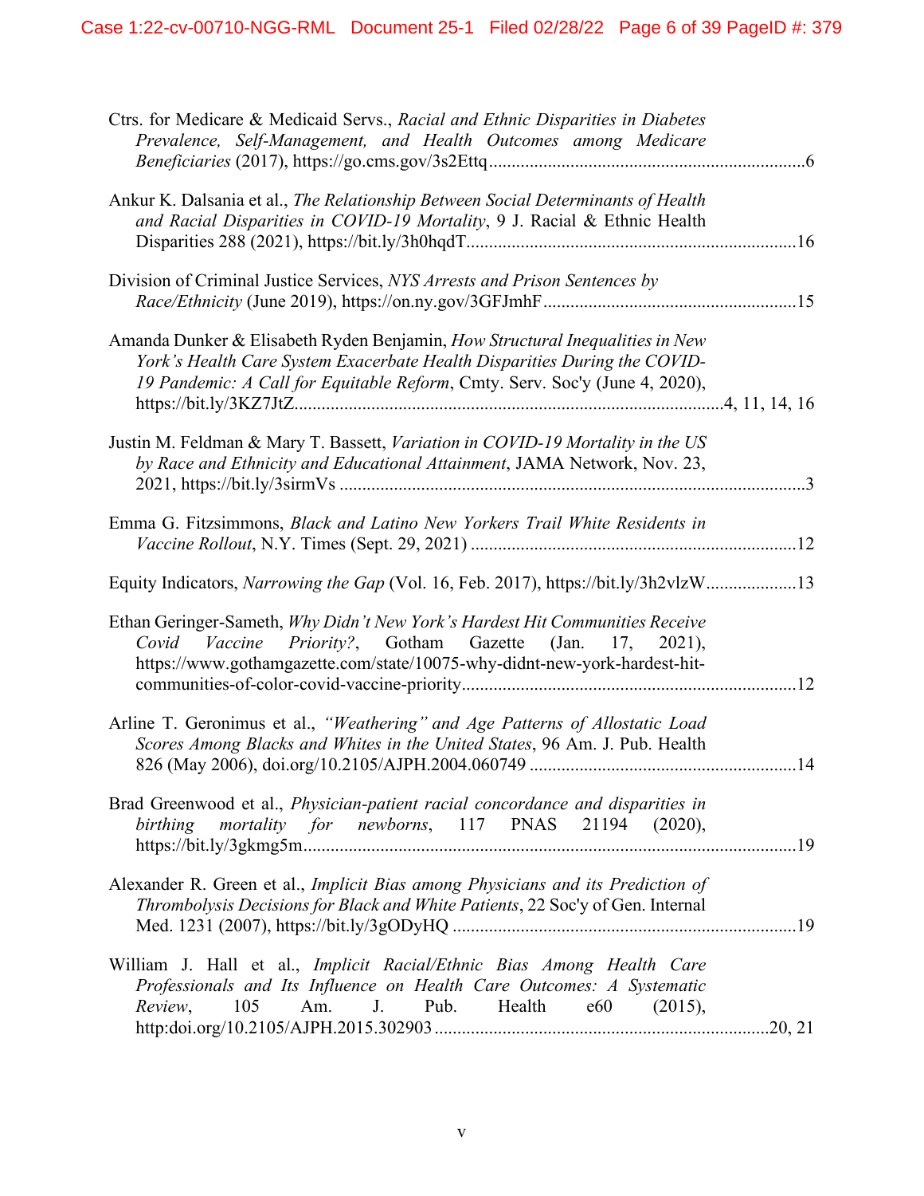Ctrs. for Medicare & Medicaid Servs., *Racial and Ethnic Disparities in Diabetes Prevalence, Self-Management, and Health Outcomes among Medicare Beneficiaries* (2017), https://go.cms.gov/3s2Ettq......................................................................6

Ankur K. Dalsania et al., *The Relationship Between Social Determinants of Health and Racial Disparities in COVID-19 Mortality*, 9 J. Racial & Ethnic Health Disparities 288 (2021), https://bit.ly/3h0hqdT.........................................................................16

Division of Criminal Justice Services, *NYS Arrests and Prison Sentences by Race/Ethnicity* (June 2019), https://on.ny.gov/3GFJmhF........................................................15

Amanda Dunker & Elisabeth Ryden Benjamin, *How Structural Inequalities in New York's Health Care System Exacerbate Health Disparities During the COVID-19 Pandemic: A Call for Equitable Reform*, Cmty. Serv. Soc'y (June 4, 2020), https://bit.ly/3KZ7JtZ..............................................................................................4, 11, 14, 16

Justin M. Feldman & Mary T. Bassett, *Variation in COVID-19 Mortality in the US by Race and Ethnicity and Educational Attainment*, JAMA Network, Nov. 23, 2021, https://bit.ly/3sirmVs .......................................................................................................3

Emma G. Fitzsimmons, *Black and Latino New Yorkers Trail White Residents in Vaccine Rollout*, N.Y. Times (Sept. 29, 2021) ........................................................................12

Equity Indicators, *Narrowing the Gap* (Vol. 16, Feb. 2017), https://bit.ly/3h2vlzW....................13

Ethan Geringer-Sameth, *Why Didn't New York's Hardest Hit Communities Receive Covid Vaccine Priority?*, Gotham Gazette (Jan. 17, 2021), https://www.gothamgazette.com/state/10075-why-didnt-new-york-hardest-hit-communities-of-color-covid-vaccine-priority..........................................................................12

Arline T. Geronimus et al., *"Weathering" and Age Patterns of Allostatic Load Scores Among Blacks and Whites in the United States*, 96 Am. J. Pub. Health 826 (May 2006), doi.org/10.2105/AJPH.2004.060749 ...........................................................14

Brad Greenwood et al., *Physician-patient racial concordance and disparities in birthing mortality for newborns*, 117 PNAS 21194 (2020), https://bit.ly/3gkmg5m............................................................................................................19

Alexander R. Green et al., *Implicit Bias among Physicians and its Prediction of Thrombolysis Decisions for Black and White Patients*, 22 Soc'y of Gen. Internal Med. 1231 (2007), https://bit.ly/3gODyHQ ............................................................................19

William J. Hall et al., *Implicit Racial/Ethnic Bias Among Health Care Professionals and Its Influence on Health Care Outcomes: A Systematic Review*, 105 Am. J. Pub. Health e60 (2015), http:doi.org/10.2105/AJPH.2015.302903..........................................................................20, 21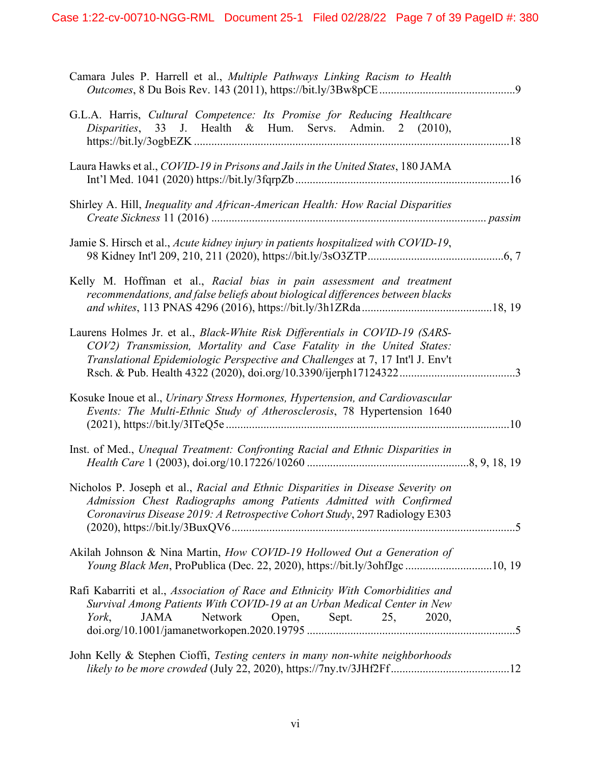Camara Jules P. Harrell et al., *Multiple Pathways Linking Racism to Health Outcomes*, 8 Du Bois Rev. 143 (2011), https://bit.ly/3Bw8pCE ............................................... 9

G.L.A. Harris, *Cultural Competence: Its Promise for Reducing Healthcare Disparities*, 33 J. Health & Hum. Servs. Admin. 2 (2010), https://bit.ly/3ogbEZK ............................................................................................................ 18

Laura Hawks et al., *COVID-19 in Prisons and Jails in the United States*, 180 JAMA Int'l Med. 1041 (2020) https://bit.ly/3fqrpZb ......................................................................... 16

Shirley A. Hill, *Inequality and African-American Health: How Racial Disparities Create Sickness* 11 (2016) .............................................................................................. *passim*

Jamie S. Hirsch et al., *Acute kidney injury in patients hospitalized with COVID-19*, 98 Kidney Int'l 209, 210, 211 (2020), https://bit.ly/3sO3ZTP ............................................... 6, 7

Kelly M. Hoffman et al., *Racial bias in pain assessment and treatment recommendations, and false beliefs about biological differences between blacks and whites*, 113 PNAS 4296 (2016), https://bit.ly/3h1ZRda ............................................. 18, 19

Laurens Holmes Jr. et al., *Black-White Risk Differentials in COVID-19 (SARS-COV2) Transmission, Mortality and Case Fatality in the United States: Translational Epidemiologic Perspective and Challenges* at 7, 17 Int'l J. Env't Rsch. & Pub. Health 4322 (2020), doi.org/10.3390/ijerph17124322 ........................................ 3

Kosuke Inoue et al., *Urinary Stress Hormones, Hypertension, and Cardiovascular Events: The Multi-Ethnic Study of Atherosclerosis*, 78 Hypertension 1640 (2021), https://bit.ly/3ITeQ5e .................................................................................................. 10

Inst. of Med., *Unequal Treatment: Confronting Racial and Ethnic Disparities in Health Care* 1 (2003), doi.org/10.17226/10260 ....................................................... 8, 9, 18, 19

Nicholos P. Joseph et al., *Racial and Ethnic Disparities in Disease Severity on Admission Chest Radiographs among Patients Admitted with Confirmed Coronavirus Disease 2019: A Retrospective Cohort Study*, 297 Radiology E303 (2020), https://bit.ly/3BuxQV6 .................................................................................................. 5

Akilah Johnson & Nina Martin, *How COVID-19 Hollowed Out a Generation of Young Black Men*, ProPublica (Dec. 22, 2020), https://bit.ly/3ohfJgc .............................. 10, 19

Rafi Kabarriti et al., *Association of Race and Ethnicity With Comorbidities and Survival Among Patients With COVID-19 at an Urban Medical Center in New York*, JAMA Network Open, Sept. 25, 2020, doi.org/10.1001/jamanetworkopen.2020.19795 ........................................................................ 5

John Kelly & Stephen Cioffi, *Testing centers in many non-white neighborhoods likely to be more crowded* (July 22, 2020), https://7ny.tv/3JHf2Ff ......................................... 12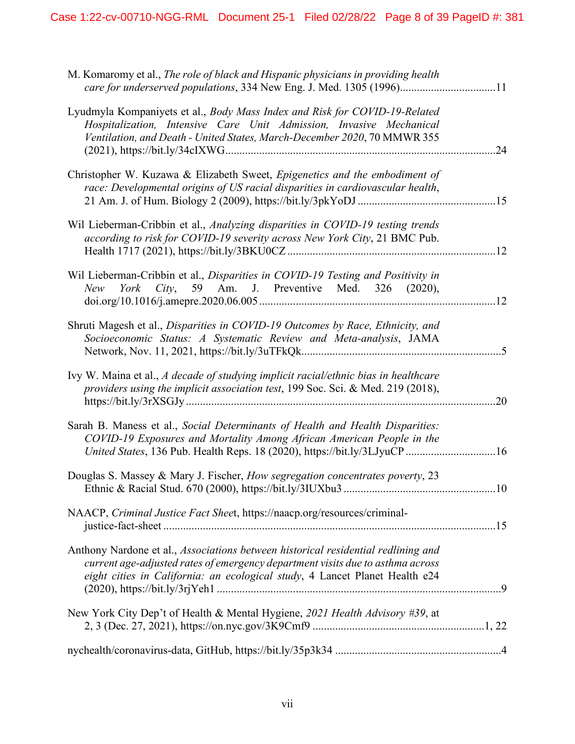M. Komaromy et al., *The role of black and Hispanic physicians in providing health care for underserved populations*, 334 New Eng. J. Med. 1305 (1996)..................................11

Lyudmyla Kompaniyets et al., *Body Mass Index and Risk for COVID-19-Related Hospitalization, Intensive Care Unit Admission, Invasive Mechanical Ventilation, and Death - United States, March-December 2020*, 70 MMWR 355 (2021), https://bit.ly/34cIXWG..................................................................................................24

Christopher W. Kuzawa & Elizabeth Sweet, *Epigenetics and the embodiment of race: Developmental origins of US racial disparities in cardiovascular health*, 21 Am. J. of Hum. Biology 2 (2009), https://bit.ly/3pkYoDJ ................................................15

Wil Lieberman-Cribbin et al., *Analyzing disparities in COVID-19 testing trends according to risk for COVID-19 severity across New York City*, 21 BMC Pub. Health 1717 (2021), https://bit.ly/3BKU0CZ.........................................................................12

Wil Lieberman-Cribbin et al., *Disparities in COVID-19 Testing and Positivity in New York City*, 59 Am. J. Preventive Med. 326 (2020), doi.org/10.1016/j.amepre.2020.06.005..................................................................................12

Shruti Magesh et al., *Disparities in COVID-19 Outcomes by Race, Ethnicity, and Socioeconomic Status: A Systematic Review and Meta-analysis*, JAMA Network, Nov. 11, 2021, https://bit.ly/3uTFkQk.......................................................................5

Ivy W. Maina et al., *A decade of studying implicit racial/ethnic bias in healthcare providers using the implicit association test*, 199 Soc. Sci. & Med. 219 (2018), https://bit.ly/3rXSGJy ............................................................................................................20

Sarah B. Maness et al., *Social Determinants of Health and Health Disparities: COVID-19 Exposures and Mortality Among African American People in the United States*, 136 Pub. Health Reps. 18 (2020), https://bit.ly/3LJyuCP ................................16

Douglas S. Massey & Mary J. Fischer, *How segregation concentrates poverty*, 23 Ethnic & Racial Stud. 670 (2000), https://bit.ly/3IUXbu3 .....................................................10

NAACP, *Criminal Justice Fact Sheet*, https://naacp.org/resources/criminal-justice-fact-sheet ....................................................................................................................15

Anthony Nardone et al., *Associations between historical residential redlining and current age-adjusted rates of emergency department visits due to asthma across eight cities in California: an ecological study*, 4 Lancet Planet Health e24 (2020), https://bit.ly/3rjYeh1 ....................................................................................................9

New York City Dep't of Health & Mental Hygiene, *2021 Health Advisory #39*, at 2, 3 (Dec. 27, 2021), https://on.nyc.gov/3K9Cmf9 ............................................................1, 22

nychealth/coronavirus-data, GitHub, https://bit.ly/35p3k34 ..........................................................4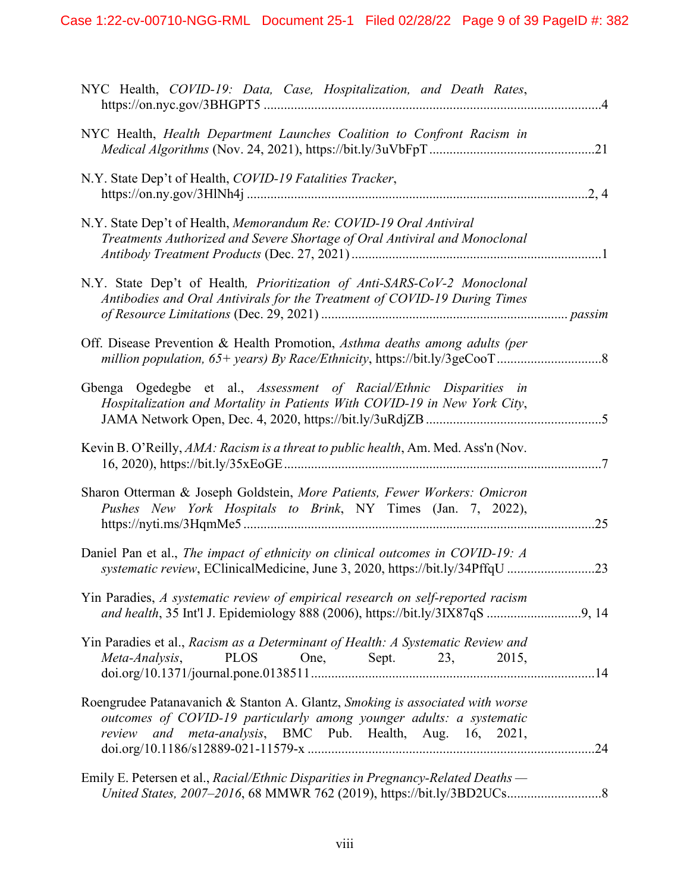NYC Health, *COVID-19: Data, Case, Hospitalization, and Death Rates*, https://on.nyc.gov/3BHGPT5 ....................................................................................................4

NYC Health, *Health Department Launches Coalition to Confront Racism in Medical Algorithms* (Nov. 24, 2021), https://bit.ly/3uVbFpT ................................................21

N.Y. State Dep't of Health, *COVID-19 Fatalities Tracker*, https://on.ny.gov/3HlNh4j ....................................................................................................2, 4

N.Y. State Dep't of Health, *Memorandum Re: COVID-19 Oral Antiviral Treatments Authorized and Severe Shortage of Oral Antiviral and Monoclonal Antibody Treatment Products* (Dec. 27, 2021) ..........................................................................1

N.Y. State Dep't of Health*, Prioritization of Anti-SARS-CoV-2 Monoclonal Antibodies and Oral Antivirals for the Treatment of COVID-19 During Times of Resource Limitations* (Dec. 29, 2021) ........................................................................ *passim*

Off. Disease Prevention & Health Promotion, *Asthma deaths among adults (per million population, 65+ years) By Race/Ethnicity*, https://bit.ly/3geCooT ...............................8

Gbenga Ogedegbe et al., *Assessment of Racial/Ethnic Disparities in Hospitalization and Mortality in Patients With COVID-19 in New York City*, JAMA Network Open, Dec. 4, 2020, https://bit.ly/3uRdjZB ....................................................5

Kevin B. O'Reilly, *AMA: Racism is a threat to public health*, Am. Med. Ass'n (Nov. 16, 2020), https://bit.ly/35xEoGE.............................................................................................7

Sharon Otterman & Joseph Goldstein, *More Patients, Fewer Workers: Omicron Pushes New York Hospitals to Brink*, NY Times (Jan. 7, 2022), https://nyti.ms/3HqmMe5 .......................................................................................................25

Daniel Pan et al., *The impact of ethnicity on clinical outcomes in COVID-19: A systematic review*, EClinicalMedicine, June 3, 2020, https://bit.ly/34PffqU ..........................23

Yin Paradies, *A systematic review of empirical research on self-reported racism and health*, 35 Int'l J. Epidemiology 888 (2006), https://bit.ly/3IX87qS ...........................9, 14

Yin Paradies et al., *Racism as a Determinant of Health: A Systematic Review and Meta-Analysis*, PLOS One, Sept. 23, 2015, doi.org/10.1371/journal.pone.0138511....................................................................................14

Roengrudee Patanavanich & Stanton A. Glantz, *Smoking is associated with worse outcomes of COVID-19 particularly among younger adults: a systematic review and meta-analysis*, BMC Pub. Health, Aug. 16, 2021, doi.org/10.1186/s12889-021-11579-x .....................................................................................24

Emily E. Petersen et al., *Racial/Ethnic Disparities in Pregnancy-Related Deaths — United States, 2007–2016*, 68 MMWR 762 (2019), https://bit.ly/3BD2UCs............................8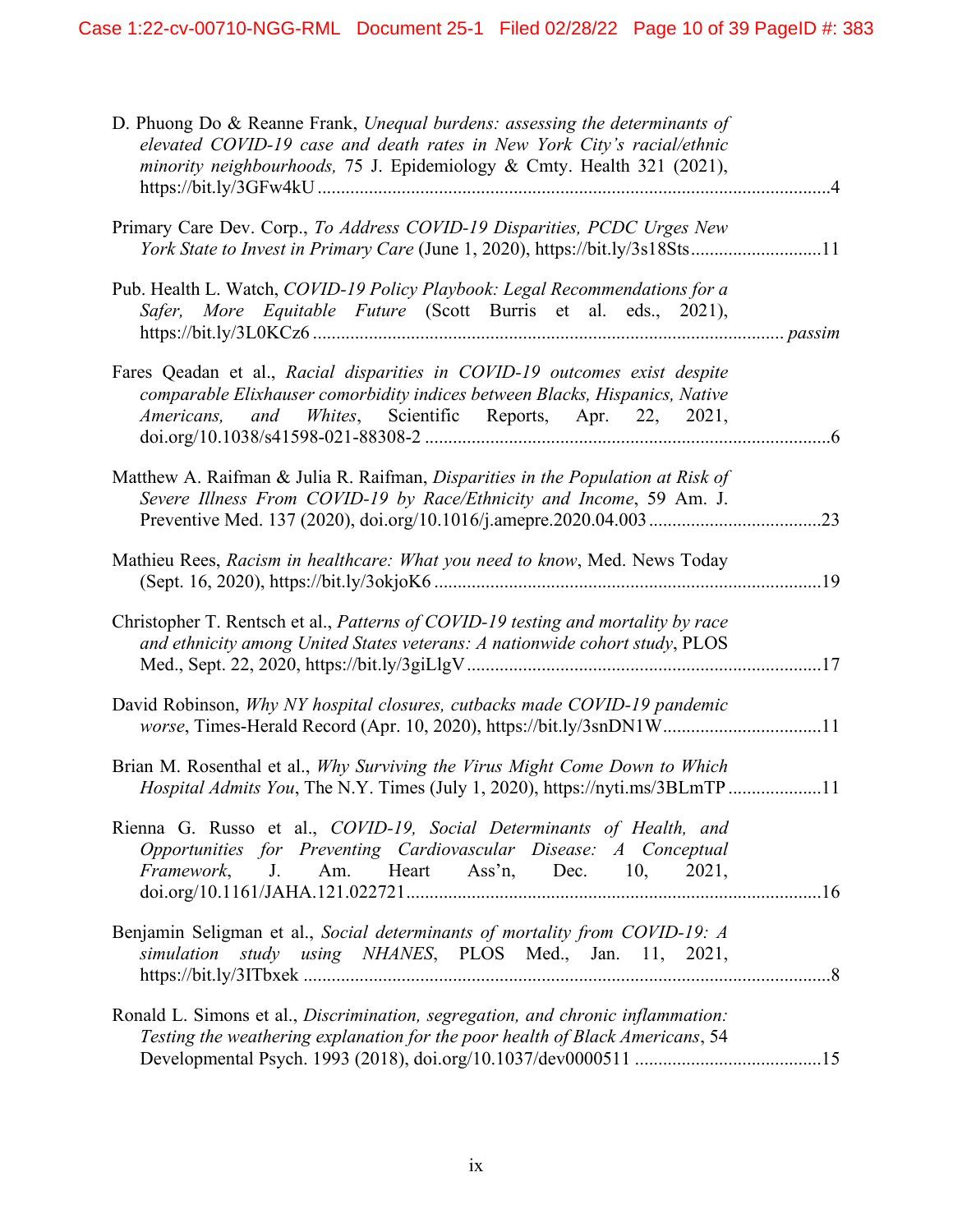D. Phuong Do & Reanne Frank, *Unequal burdens: assessing the determinants of elevated COVID-19 case and death rates in New York City's racial/ethnic minority neighbourhoods,* 75 J. Epidemiology & Cmty. Health 321 (2021), https://bit.ly/3GFw4kU ..............................................................................................................4

Primary Care Dev. Corp., *To Address COVID-19 Disparities, PCDC Urges New York State to Invest in Primary Care* (June 1, 2020), https://bit.ly/3s18Sts............................11

Pub. Health L. Watch, *COVID-19 Policy Playbook: Legal Recommendations for a Safer, More Equitable Future* (Scott Burris et al. eds., 2021), https://bit.ly/3L0KCz6 ................................................................................................... *passim*

Fares Qeadan et al., *Racial disparities in COVID-19 outcomes exist despite comparable Elixhauser comorbidity indices between Blacks, Hispanics, Native Americans, and Whites*, Scientific Reports, Apr. 22, 2021, doi.org/10.1038/s41598-021-88308-2 .......................................................................................6

Matthew A. Raifman & Julia R. Raifman, *Disparities in the Population at Risk of Severe Illness From COVID-19 by Race/Ethnicity and Income*, 59 Am. J. Preventive Med. 137 (2020), doi.org/10.1016/j.amepre.2020.04.003 .....................................23

Mathieu Rees, *Racism in healthcare: What you need to know*, Med. News Today (Sept. 16, 2020), https://bit.ly/3okjoK6 ...................................................................................19

Christopher T. Rentsch et al., *Patterns of COVID-19 testing and mortality by race and ethnicity among United States veterans: A nationwide cohort study*, PLOS Med., Sept. 22, 2020, https://bit.ly/3giLlgV ............................................................................17

David Robinson, *Why NY hospital closures, cutbacks made COVID-19 pandemic worse*, Times-Herald Record (Apr. 10, 2020), https://bit.ly/3snDN1W..................................11

Brian M. Rosenthal et al., *Why Surviving the Virus Might Come Down to Which Hospital Admits You*, The N.Y. Times (July 1, 2020), https://nyti.ms/3BLmTP ....................11

Rienna G. Russo et al., *COVID-19, Social Determinants of Health, and Opportunities for Preventing Cardiovascular Disease: A Conceptual Framework*, J. Am. Heart Ass'n, Dec. 10, 2021, doi.org/10.1161/JAHA.121.022721.........................................................................................16

Benjamin Seligman et al., *Social determinants of mortality from COVID-19: A simulation study using NHANES*, PLOS Med., Jan. 11, 2021, https://bit.ly/3ITbxek ................................................................................................................8

Ronald L. Simons et al., *Discrimination, segregation, and chronic inflammation: Testing the weathering explanation for the poor health of Black Americans*, 54 Developmental Psych. 1993 (2018), doi.org/10.1037/dev0000511 ........................................15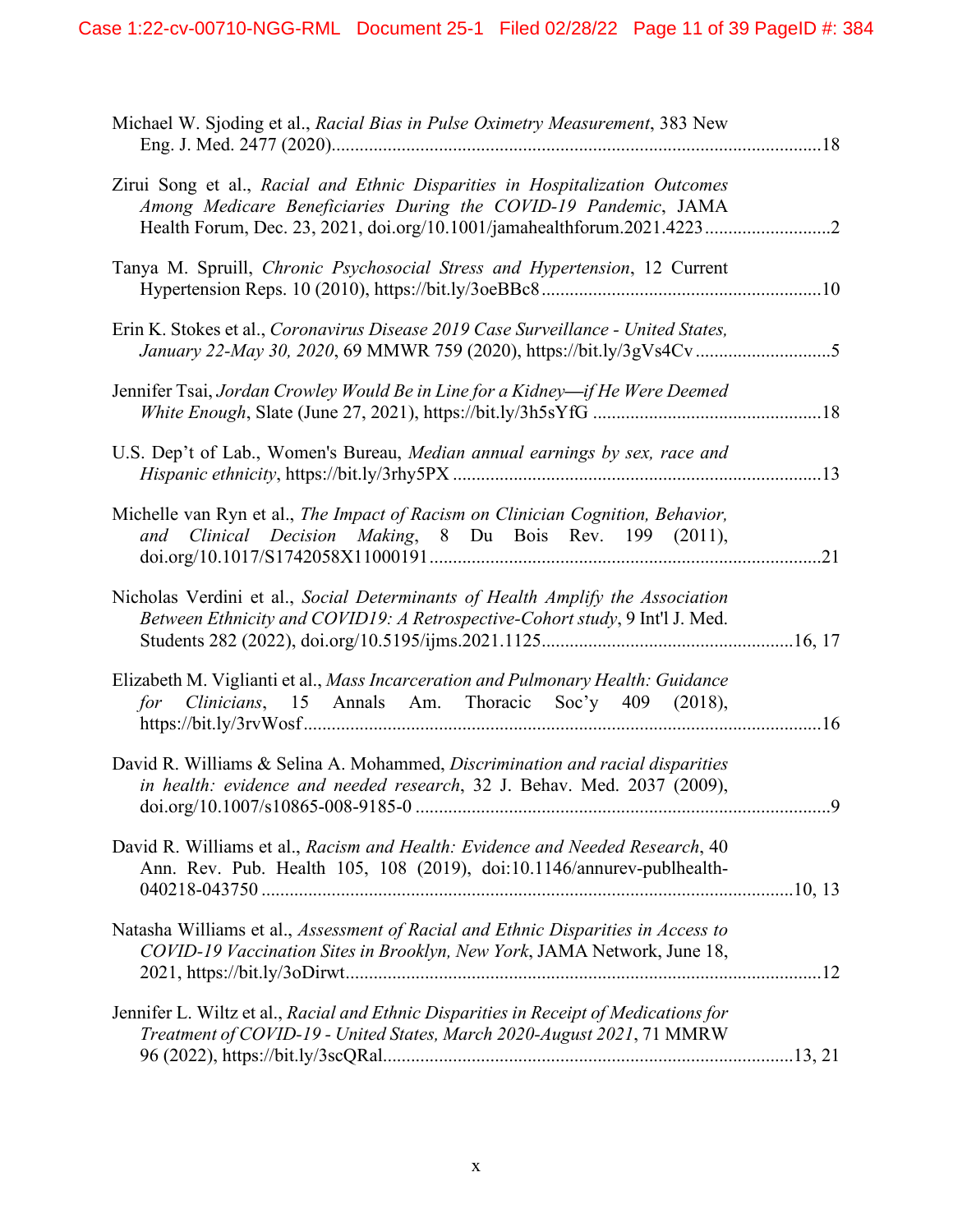Michael W. Sjoding et al., *Racial Bias in Pulse Oximetry Measurement*, 383 New Eng. J. Med. 2477 (2020)............................................................................................................18

Zirui Song et al., *Racial and Ethnic Disparities in Hospitalization Outcomes Among Medicare Beneficiaries During the COVID-19 Pandemic*, JAMA Health Forum, Dec. 23, 2021, doi.org/10.1001/jamahealthforum.2021.4223...........................2

Tanya M. Spruill, *Chronic Psychosocial Stress and Hypertension*, 12 Current Hypertension Reps. 10 (2010), https://bit.ly/3oeBBc8............................................................10

Erin K. Stokes et al., *Coronavirus Disease 2019 Case Surveillance - United States, January 22-May 30, 2020*, 69 MMWR 759 (2020), https://bit.ly/3gVs4Cv.............................5

Jennifer Tsai, *Jordan Crowley Would Be in Line for a Kidney—if He Were Deemed White Enough*, Slate (June 27, 2021), https://bit.ly/3h5sYfG .................................................18

U.S. Dep't of Lab., Women's Bureau, *Median annual earnings by sex, race and Hispanic ethnicity*, https://bit.ly/3rhy5PX ...............................................................................13

Michelle van Ryn et al., *The Impact of Racism on Clinician Cognition, Behavior, and Clinical Decision Making*, 8 Du Bois Rev. 199 (2011), doi.org/10.1017/S1742058X11000191....................................................................................21

Nicholas Verdini et al., *Social Determinants of Health Amplify the Association Between Ethnicity and COVID19: A Retrospective-Cohort study*, 9 Int'l J. Med. Students 282 (2022), doi.org/10.5195/ijms.2021.1125.....................................................16, 17

Elizabeth M. Viglianti et al., *Mass Incarceration and Pulmonary Health: Guidance for Clinicians*, 15 Annals Am. Thoracic Soc'y 409 (2018), https://bit.ly/3rvWosf..............................................................................................................16

David R. Williams & Selina A. Mohammed, *Discrimination and racial disparities in health: evidence and needed research*, 32 J. Behav. Med. 2037 (2009), doi.org/10.1007/s10865-008-9185-0 .........................................................................................9

David R. Williams et al., *Racism and Health: Evidence and Needed Research*, 40 Ann. Rev. Pub. Health 105, 108 (2019), doi:10.1146/annurev-publhealth-040218-043750 .................................................................................................................10, 13

Natasha Williams et al., *Assessment of Racial and Ethnic Disparities in Access to COVID-19 Vaccination Sites in Brooklyn, New York*, JAMA Network, June 18, 2021, https://bit.ly/3oDirwt......................................................................................................12

Jennifer L. Wiltz et al., *Racial and Ethnic Disparities in Receipt of Medications for Treatment of COVID-19 - United States, March 2020-August 2021*, 71 MMRW 96 (2022), https://bit.ly/3scQRal.......................................................................................13, 21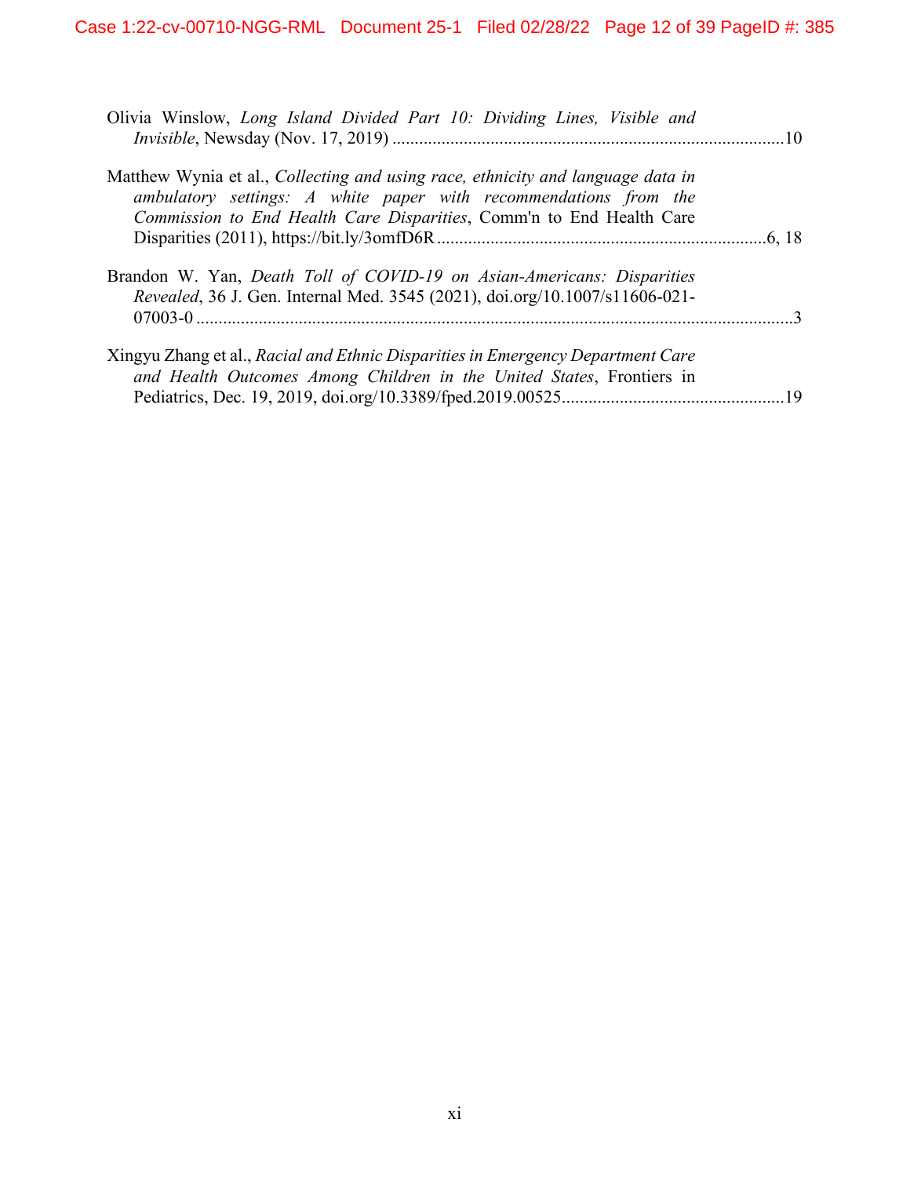Olivia Winslow, *Long Island Divided Part 10: Dividing Lines, Visible and Invisible*, Newsday (Nov. 17, 2019) ........................................................................................10

Matthew Wynia et al., *Collecting and using race, ethnicity and language data in ambulatory settings: A white paper with recommendations from the Commission to End Health Care Disparities*, Comm'n to End Health Care Disparities (2011), https://bit.ly/3omfD6R ..........................................................................6, 18

Brandon W. Yan, *Death Toll of COVID-19 on Asian-Americans: Disparities Revealed*, 36 J. Gen. Internal Med. 3545 (2021), doi.org/10.1007/s11606-021-07003-0 ......................................................................................................................3

Xingyu Zhang et al., *Racial and Ethnic Disparities in Emergency Department Care and Health Outcomes Among Children in the United States*, Frontiers in Pediatrics, Dec. 19, 2019, doi.org/10.3389/fped.2019.00525..................................................19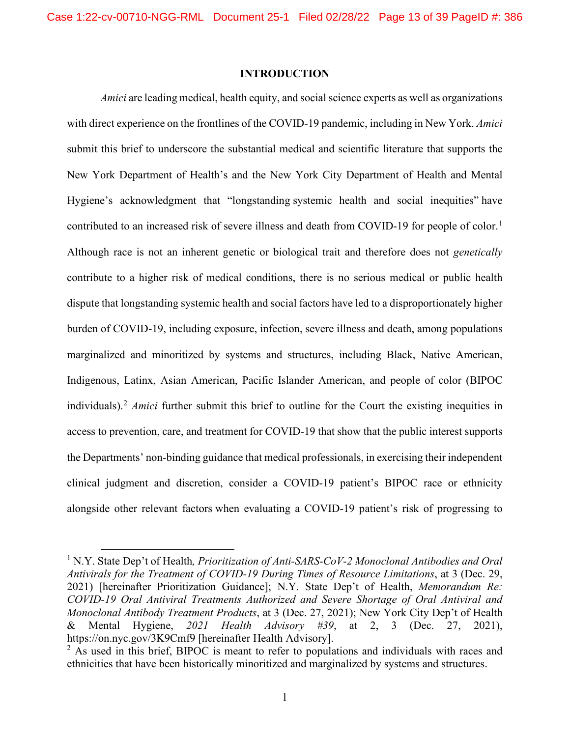## INTRODUCTION

*Amici* are leading medical, health equity, and social science experts as well as organizations with direct experience on the frontlines of the COVID-19 pandemic, including in New York. *Amici* submit this brief to underscore the substantial medical and scientific literature that supports the New York Department of Health's and the New York City Department of Health and Mental Hygiene's acknowledgment that "longstanding systemic health and social inequities" have contributed to an increased risk of severe illness and death from COVID-19 for people of color.[1] Although race is not an inherent genetic or biological trait and therefore does not *genetically* contribute to a higher risk of medical conditions, there is no serious medical or public health dispute that longstanding systemic health and social factors have led to a disproportionately higher burden of COVID-19, including exposure, infection, severe illness and death, among populations marginalized and minoritized by systems and structures, including Black, Native American, Indigenous, Latinx, Asian American, Pacific Islander American, and people of color (BIPOC individuals).[2] *Amici* further submit this brief to outline for the Court the existing inequities in access to prevention, care, and treatment for COVID-19 that show that the public interest supports the Departments' non-binding guidance that medical professionals, in exercising their independent clinical judgment and discretion, consider a COVID-19 patient's BIPOC race or ethnicity alongside other relevant factors when evaluating a COVID-19 patient's risk of progressing to

---

[1] N.Y. State Dep't of Health*, Prioritization of Anti-SARS-CoV-2 Monoclonal Antibodies and Oral Antivirals for the Treatment of COVID-19 During Times of Resource Limitations*, at 3 (Dec. 29, 2021) [hereinafter Prioritization Guidance]; N.Y. State Dep't of Health, *Memorandum Re: COVID-19 Oral Antiviral Treatments Authorized and Severe Shortage of Oral Antiviral and Monoclonal Antibody Treatment Products*, at 3 (Dec. 27, 2021); New York City Dep't of Health & Mental Hygiene, *2021 Health Advisory #39*, at 2, 3 (Dec. 27, 2021), https://on.nyc.gov/3K9Cmf9 [hereinafter Health Advisory].

[2] As used in this brief, BIPOC is meant to refer to populations and individuals with races and ethnicities that have been historically minoritized and marginalized by systems and structures.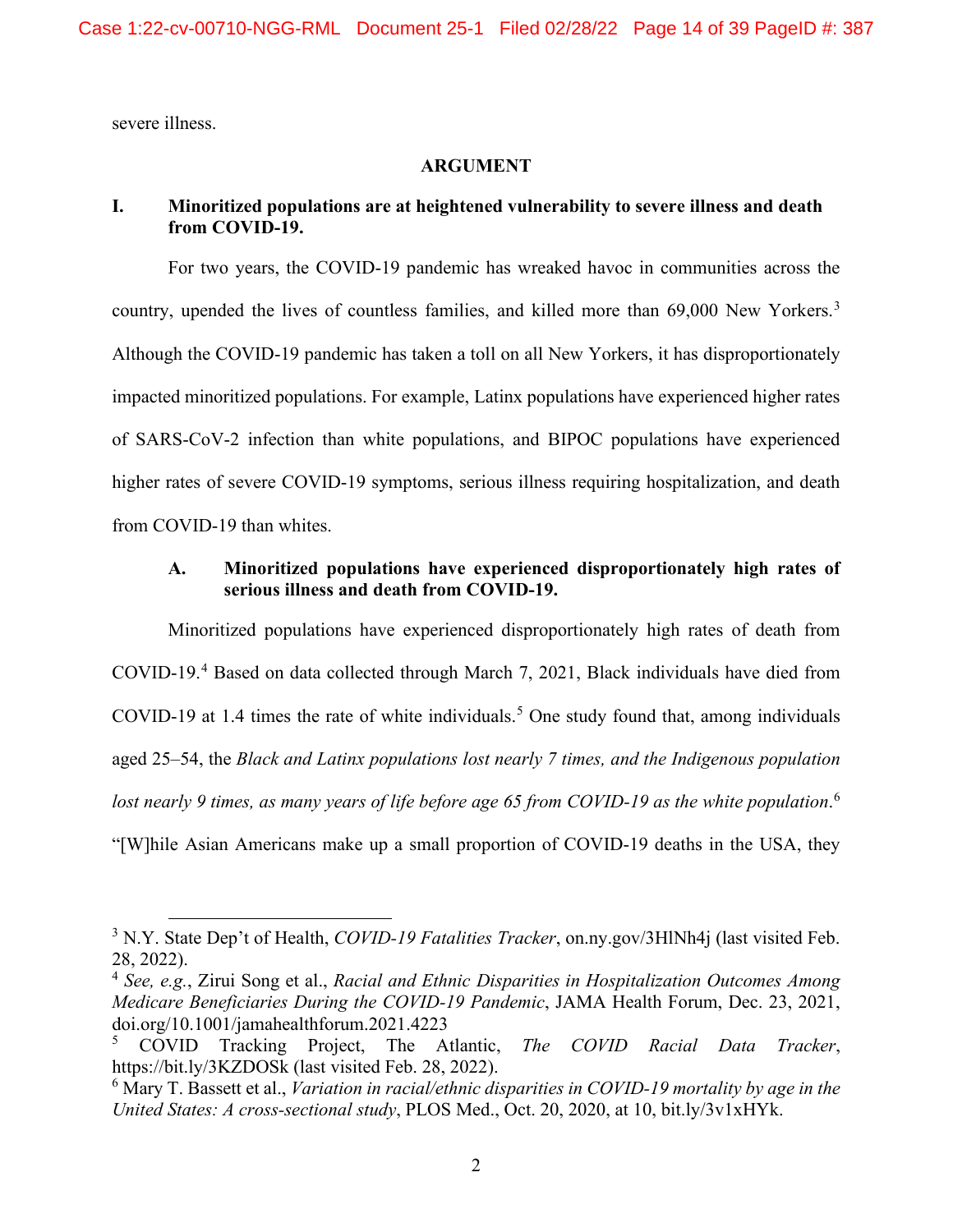severe illness.

## ARGUMENT

### I. Minoritized populations are at heightened vulnerability to severe illness and death from COVID-19.

For two years, the COVID-19 pandemic has wreaked havoc in communities across the country, upended the lives of countless families, and killed more than 69,000 New Yorkers.[3] Although the COVID-19 pandemic has taken a toll on all New Yorkers, it has disproportionately impacted minoritized populations. For example, Latinx populations have experienced higher rates of SARS-CoV-2 infection than white populations, and BIPOC populations have experienced higher rates of severe COVID-19 symptoms, serious illness requiring hospitalization, and death from COVID-19 than whites.

#### A. Minoritized populations have experienced disproportionately high rates of serious illness and death from COVID-19.

Minoritized populations have experienced disproportionately high rates of death from COVID-19.[4] Based on data collected through March 7, 2021, Black individuals have died from COVID-19 at 1.4 times the rate of white individuals.[5] One study found that, among individuals aged 25–54, the *Black and Latinx populations lost nearly 7 times, and the Indigenous population lost nearly 9 times, as many years of life before age 65 from COVID-19 as the white population*.[6] "[W]hile Asian Americans make up a small proportion of COVID-19 deaths in the USA, they

---

[3] N.Y. State Dep't of Health, *COVID-19 Fatalities Tracker*, on.ny.gov/3HlNh4j (last visited Feb. 28, 2022).

[4] *See, e.g.*, Zirui Song et al., *Racial and Ethnic Disparities in Hospitalization Outcomes Among Medicare Beneficiaries During the COVID-19 Pandemic*, JAMA Health Forum, Dec. 23, 2021, doi.org/10.1001/jamahealthforum.2021.4223

[5] COVID Tracking Project, The Atlantic, *The COVID Racial Data Tracker*, https://bit.ly/3KZDOSk (last visited Feb. 28, 2022).

[6] Mary T. Bassett et al., *Variation in racial/ethnic disparities in COVID-19 mortality by age in the United States: A cross-sectional study*, PLOS Med., Oct. 20, 2020, at 10, bit.ly/3v1xHYk.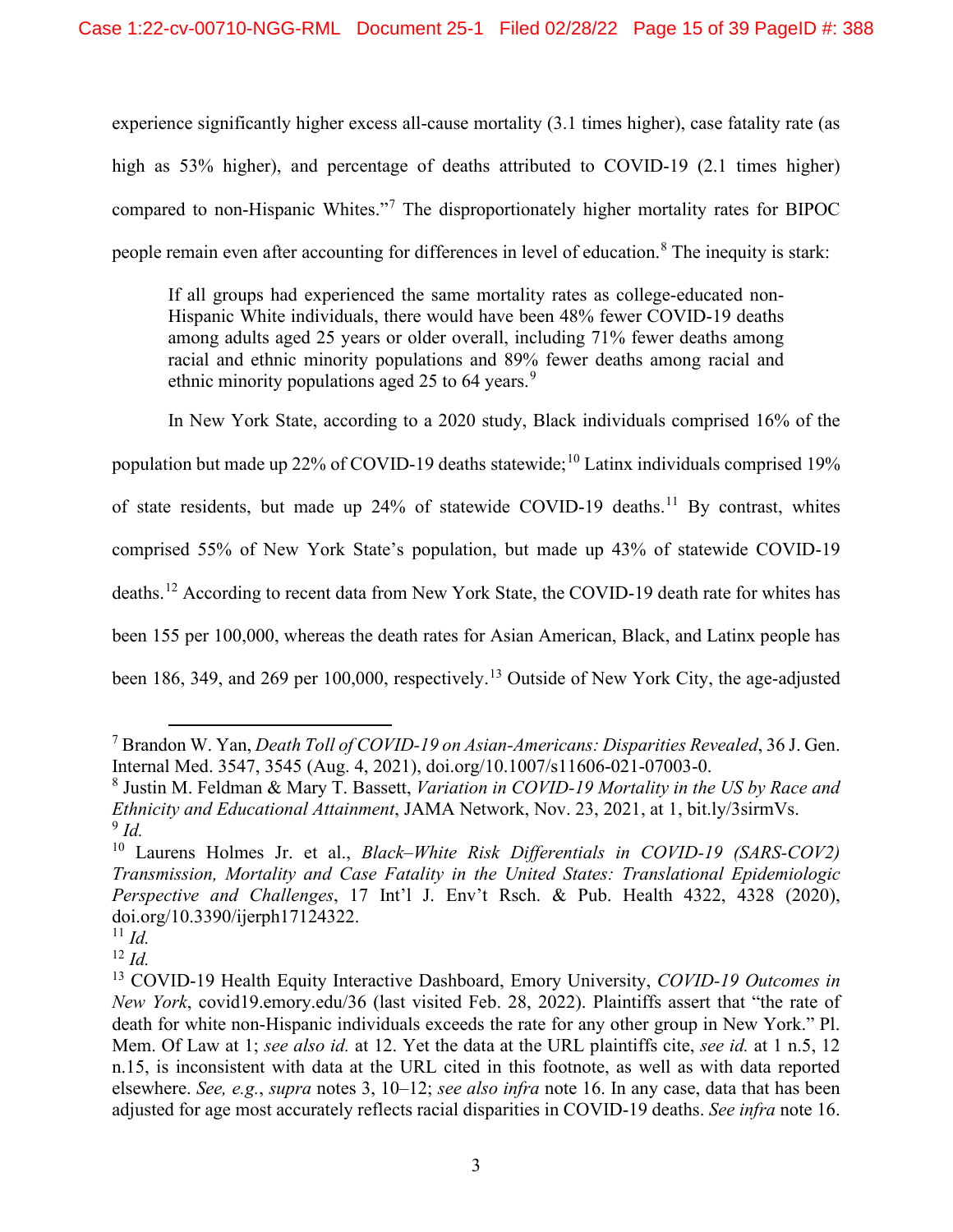experience significantly higher excess all-cause mortality (3.1 times higher), case fatality rate (as high as 53% higher), and percentage of deaths attributed to COVID-19 (2.1 times higher) compared to non-Hispanic Whites."[7] The disproportionately higher mortality rates for BIPOC people remain even after accounting for differences in level of education.[8] The inequity is stark:

> If all groups had experienced the same mortality rates as college-educated non-Hispanic White individuals, there would have been 48% fewer COVID-19 deaths among adults aged 25 years or older overall, including 71% fewer deaths among racial and ethnic minority populations and 89% fewer deaths among racial and ethnic minority populations aged 25 to 64 years.[9]

In New York State, according to a 2020 study, Black individuals comprised 16% of the population but made up 22% of COVID-19 deaths statewide;[10] Latinx individuals comprised 19% of state residents, but made up 24% of statewide COVID-19 deaths.[11] By contrast, whites comprised 55% of New York State's population, but made up 43% of statewide COVID-19 deaths.[12] According to recent data from New York State, the COVID-19 death rate for whites has been 155 per 100,000, whereas the death rates for Asian American, Black, and Latinx people has been 186, 349, and 269 per 100,000, respectively.[13] Outside of New York City, the age-adjusted

---

[7] Brandon W. Yan, *Death Toll of COVID-19 on Asian-Americans: Disparities Revealed*, 36 J. Gen. Internal Med. 3547, 3545 (Aug. 4, 2021), doi.org/10.1007/s11606-021-07003-0.

[8] Justin M. Feldman & Mary T. Bassett, *Variation in COVID-19 Mortality in the US by Race and Ethnicity and Educational Attainment*, JAMA Network, Nov. 23, 2021, at 1, bit.ly/3sirmVs.

[9] *Id.*

[10] Laurens Holmes Jr. et al., *Black–White Risk Differentials in COVID-19 (SARS-COV2) Transmission, Mortality and Case Fatality in the United States: Translational Epidemiologic Perspective and Challenges*, 17 Int'l J. Env't Rsch. & Pub. Health 4322, 4328 (2020), doi.org/10.3390/ijerph17124322.

[11] *Id.*

[12] *Id.*

[13] COVID-19 Health Equity Interactive Dashboard, Emory University, *COVID-19 Outcomes in New York*, covid19.emory.edu/36 (last visited Feb. 28, 2022). Plaintiffs assert that "the rate of death for white non-Hispanic individuals exceeds the rate for any other group in New York." Pl. Mem. Of Law at 1; *see also id.* at 12. Yet the data at the URL plaintiffs cite, *see id.* at 1 n.5, 12 n.15, is inconsistent with data at the URL cited in this footnote, as well as with data reported elsewhere. *See, e.g.*, *supra* notes 3, 10–12; *see also infra* note 16. In any case, data that has been adjusted for age most accurately reflects racial disparities in COVID-19 deaths. *See infra* note 16.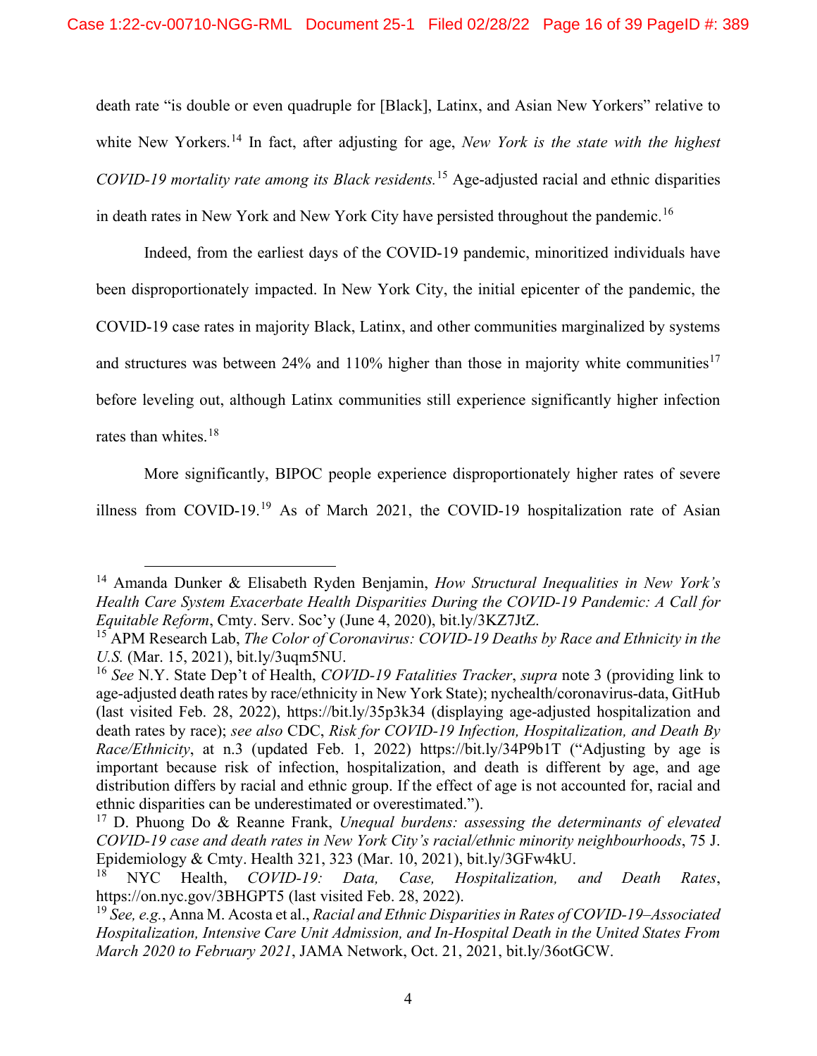death rate "is double or even quadruple for [Black], Latinx, and Asian New Yorkers" relative to white New Yorkers.[14] In fact, after adjusting for age, *New York is the state with the highest COVID-19 mortality rate among its Black residents.*[15] Age-adjusted racial and ethnic disparities in death rates in New York and New York City have persisted throughout the pandemic.[16]

Indeed, from the earliest days of the COVID-19 pandemic, minoritized individuals have been disproportionately impacted. In New York City, the initial epicenter of the pandemic, the COVID-19 case rates in majority Black, Latinx, and other communities marginalized by systems and structures was between 24% and 110% higher than those in majority white communities[17] before leveling out, although Latinx communities still experience significantly higher infection rates than whites.[18]

More significantly, BIPOC people experience disproportionately higher rates of severe illness from COVID-19.[19] As of March 2021, the COVID-19 hospitalization rate of Asian

---

[14] Amanda Dunker & Elisabeth Ryden Benjamin, *How Structural Inequalities in New York's Health Care System Exacerbate Health Disparities During the COVID-19 Pandemic: A Call for Equitable Reform*, Cmty. Serv. Soc'y (June 4, 2020), bit.ly/3KZ7JtZ.

[15] APM Research Lab, *The Color of Coronavirus: COVID-19 Deaths by Race and Ethnicity in the U.S.* (Mar. 15, 2021), bit.ly/3uqm5NU.

[16] *See* N.Y. State Dep't of Health, *COVID-19 Fatalities Tracker*, *supra* note 3 (providing link to age-adjusted death rates by race/ethnicity in New York State); nychealth/coronavirus-data, GitHub (last visited Feb. 28, 2022), https://bit.ly/35p3k34 (displaying age-adjusted hospitalization and death rates by race); *see also* CDC, *Risk for COVID-19 Infection, Hospitalization, and Death By Race/Ethnicity*, at n.3 (updated Feb. 1, 2022) https://bit.ly/34P9b1T ("Adjusting by age is important because risk of infection, hospitalization, and death is different by age, and age distribution differs by racial and ethnic group. If the effect of age is not accounted for, racial and ethnic disparities can be underestimated or overestimated.").

[17] D. Phuong Do & Reanne Frank, *Unequal burdens: assessing the determinants of elevated COVID-19 case and death rates in New York City's racial/ethnic minority neighbourhoods*, 75 J. Epidemiology & Cmty. Health 321, 323 (Mar. 10, 2021), bit.ly/3GFw4kU.

[18] NYC Health, *COVID-19: Data, Case, Hospitalization, and Death Rates*, https://on.nyc.gov/3BHGPT5 (last visited Feb. 28, 2022).

[19] *See, e.g.*, Anna M. Acosta et al., *Racial and Ethnic Disparities in Rates of COVID-19–Associated Hospitalization, Intensive Care Unit Admission, and In-Hospital Death in the United States From March 2020 to February 2021*, JAMA Network, Oct. 21, 2021, bit.ly/36otGCW.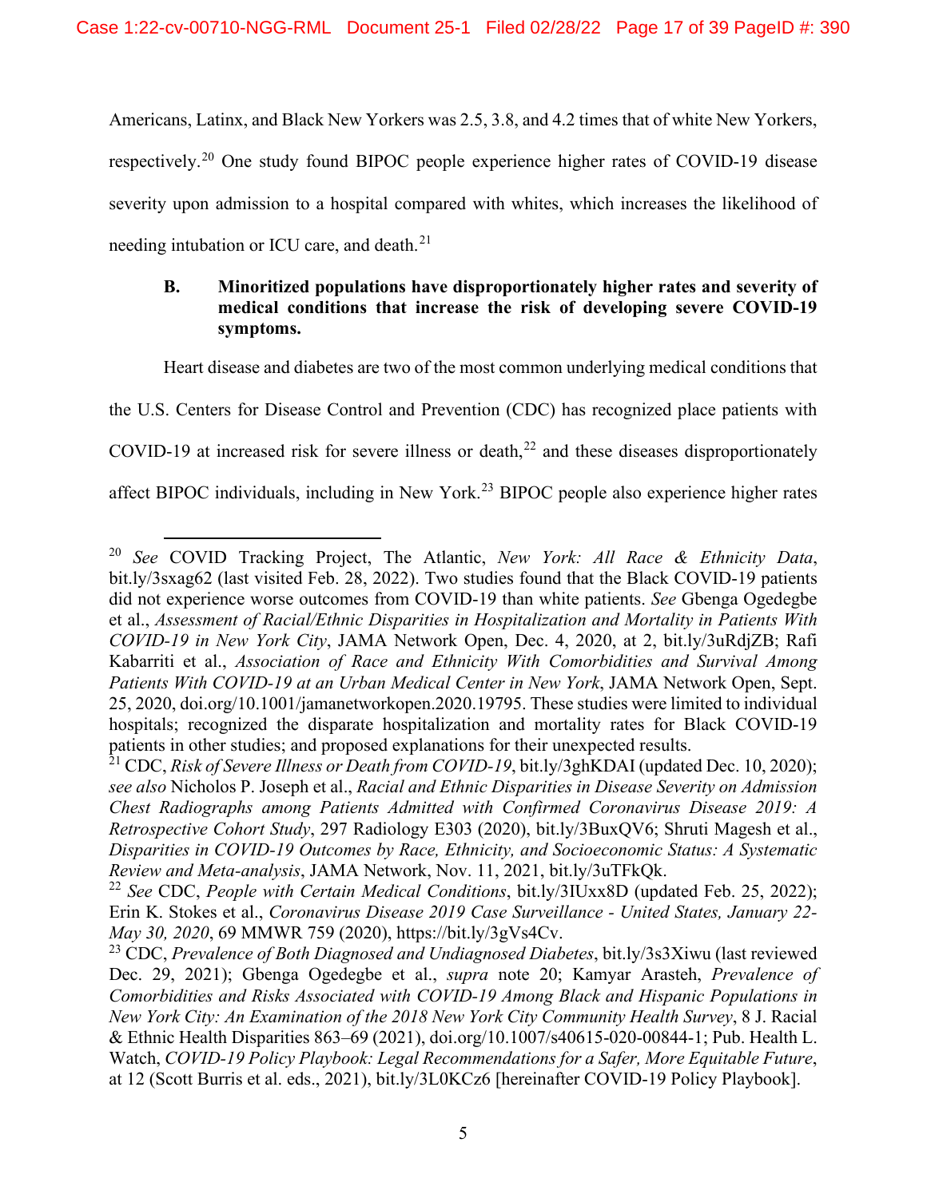Americans, Latinx, and Black New Yorkers was 2.5, 3.8, and 4.2 times that of white New Yorkers, respectively.[20] One study found BIPOC people experience higher rates of COVID-19 disease severity upon admission to a hospital compared with whites, which increases the likelihood of needing intubation or ICU care, and death.[21]

### B. Minoritized populations have disproportionately higher rates and severity of medical conditions that increase the risk of developing severe COVID-19 symptoms.

Heart disease and diabetes are two of the most common underlying medical conditions that the U.S. Centers for Disease Control and Prevention (CDC) has recognized place patients with COVID-19 at increased risk for severe illness or death,[22] and these diseases disproportionately affect BIPOC individuals, including in New York.[23] BIPOC people also experience higher rates

---

[20] *See* COVID Tracking Project, The Atlantic, *New York: All Race & Ethnicity Data*, bit.ly/3sxag62 (last visited Feb. 28, 2022). Two studies found that the Black COVID-19 patients did not experience worse outcomes from COVID-19 than white patients. *See* Gbenga Ogedegbe et al., *Assessment of Racial/Ethnic Disparities in Hospitalization and Mortality in Patients With COVID-19 in New York City*, JAMA Network Open, Dec. 4, 2020, at 2, bit.ly/3uRdjZB; Rafi Kabarriti et al., *Association of Race and Ethnicity With Comorbidities and Survival Among Patients With COVID-19 at an Urban Medical Center in New York*, JAMA Network Open, Sept. 25, 2020, doi.org/10.1001/jamanetworkopen.2020.19795. These studies were limited to individual hospitals; recognized the disparate hospitalization and mortality rates for Black COVID-19 patients in other studies; and proposed explanations for their unexpected results.

[21] CDC, *Risk of Severe Illness or Death from COVID-19*, bit.ly/3ghKDAI (updated Dec. 10, 2020); *see also* Nicholos P. Joseph et al., *Racial and Ethnic Disparities in Disease Severity on Admission Chest Radiographs among Patients Admitted with Confirmed Coronavirus Disease 2019: A Retrospective Cohort Study*, 297 Radiology E303 (2020), bit.ly/3BuxQV6; Shruti Magesh et al., *Disparities in COVID-19 Outcomes by Race, Ethnicity, and Socioeconomic Status: A Systematic Review and Meta-analysis*, JAMA Network, Nov. 11, 2021, bit.ly/3uTFkQk.

[22] *See* CDC, *People with Certain Medical Conditions*, bit.ly/3IUxx8D (updated Feb. 25, 2022); Erin K. Stokes et al., *Coronavirus Disease 2019 Case Surveillance - United States, January 22-May 30, 2020*, 69 MMWR 759 (2020), https://bit.ly/3gVs4Cv.

[23] CDC, *Prevalence of Both Diagnosed and Undiagnosed Diabetes*, bit.ly/3s3Xiwu (last reviewed Dec. 29, 2021); Gbenga Ogedegbe et al., *supra* note 20; Kamyar Arasteh, *Prevalence of Comorbidities and Risks Associated with COVID-19 Among Black and Hispanic Populations in New York City: An Examination of the 2018 New York City Community Health Survey*, 8 J. Racial & Ethnic Health Disparities 863–69 (2021), doi.org/10.1007/s40615-020-00844-1; Pub. Health L. Watch, *COVID-19 Policy Playbook: Legal Recommendations for a Safer, More Equitable Future*, at 12 (Scott Burris et al. eds., 2021), bit.ly/3L0KCz6 [hereinafter COVID-19 Policy Playbook].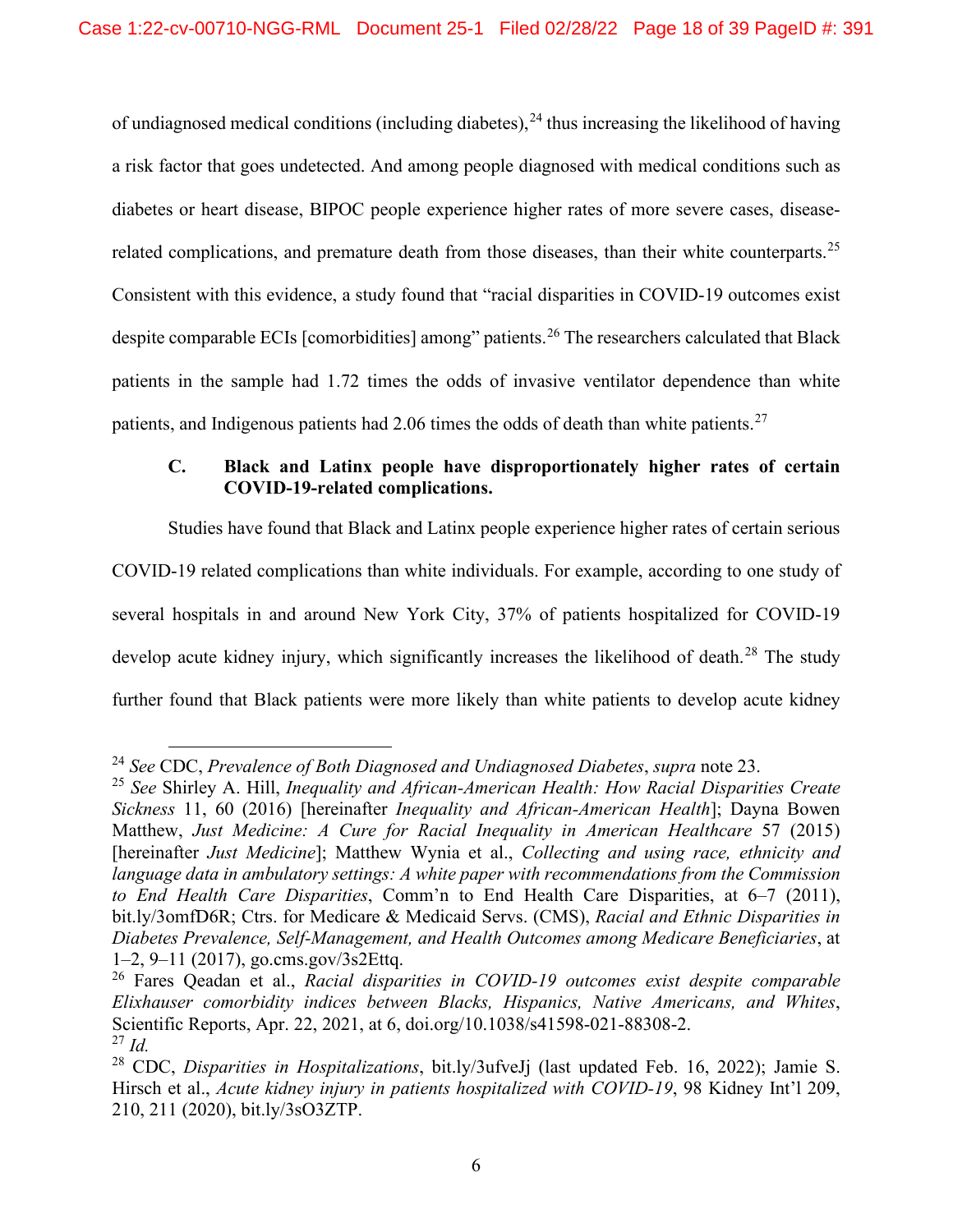of undiagnosed medical conditions (including diabetes),[24] thus increasing the likelihood of having a risk factor that goes undetected. And among people diagnosed with medical conditions such as diabetes or heart disease, BIPOC people experience higher rates of more severe cases, disease-related complications, and premature death from those diseases, than their white counterparts.[25] Consistent with this evidence, a study found that "racial disparities in COVID-19 outcomes exist despite comparable ECIs [comorbidities] among" patients.[26] The researchers calculated that Black patients in the sample had 1.72 times the odds of invasive ventilator dependence than white patients, and Indigenous patients had 2.06 times the odds of death than white patients.[27]

### C. Black and Latinx people have disproportionately higher rates of certain COVID-19-related complications.

Studies have found that Black and Latinx people experience higher rates of certain serious COVID-19 related complications than white individuals. For example, according to one study of several hospitals in and around New York City, 37% of patients hospitalized for COVID-19 develop acute kidney injury, which significantly increases the likelihood of death.[28] The study further found that Black patients were more likely than white patients to develop acute kidney

---

[24] *See* CDC, *Prevalence of Both Diagnosed and Undiagnosed Diabetes*, *supra* note 23.

[25] *See* Shirley A. Hill, *Inequality and African-American Health: How Racial Disparities Create Sickness* 11, 60 (2016) [hereinafter *Inequality and African-American Health*]; Dayna Bowen Matthew, *Just Medicine: A Cure for Racial Inequality in American Healthcare* 57 (2015) [hereinafter *Just Medicine*]; Matthew Wynia et al., *Collecting and using race, ethnicity and language data in ambulatory settings: A white paper with recommendations from the Commission to End Health Care Disparities*, Comm'n to End Health Care Disparities, at 6–7 (2011), bit.ly/3omfD6R; Ctrs. for Medicare & Medicaid Servs. (CMS), *Racial and Ethnic Disparities in Diabetes Prevalence, Self-Management, and Health Outcomes among Medicare Beneficiaries*, at 1–2, 9–11 (2017), go.cms.gov/3s2Ettq.

[26] Fares Qeadan et al., *Racial disparities in COVID-19 outcomes exist despite comparable Elixhauser comorbidity indices between Blacks, Hispanics, Native Americans, and Whites*, Scientific Reports, Apr. 22, 2021, at 6, doi.org/10.1038/s41598-021-88308-2.

[27] *Id.*

[28] CDC, *Disparities in Hospitalizations*, bit.ly/3ufveJj (last updated Feb. 16, 2022); Jamie S. Hirsch et al., *Acute kidney injury in patients hospitalized with COVID-19*, 98 Kidney Int'l 209, 210, 211 (2020), bit.ly/3sO3ZTP.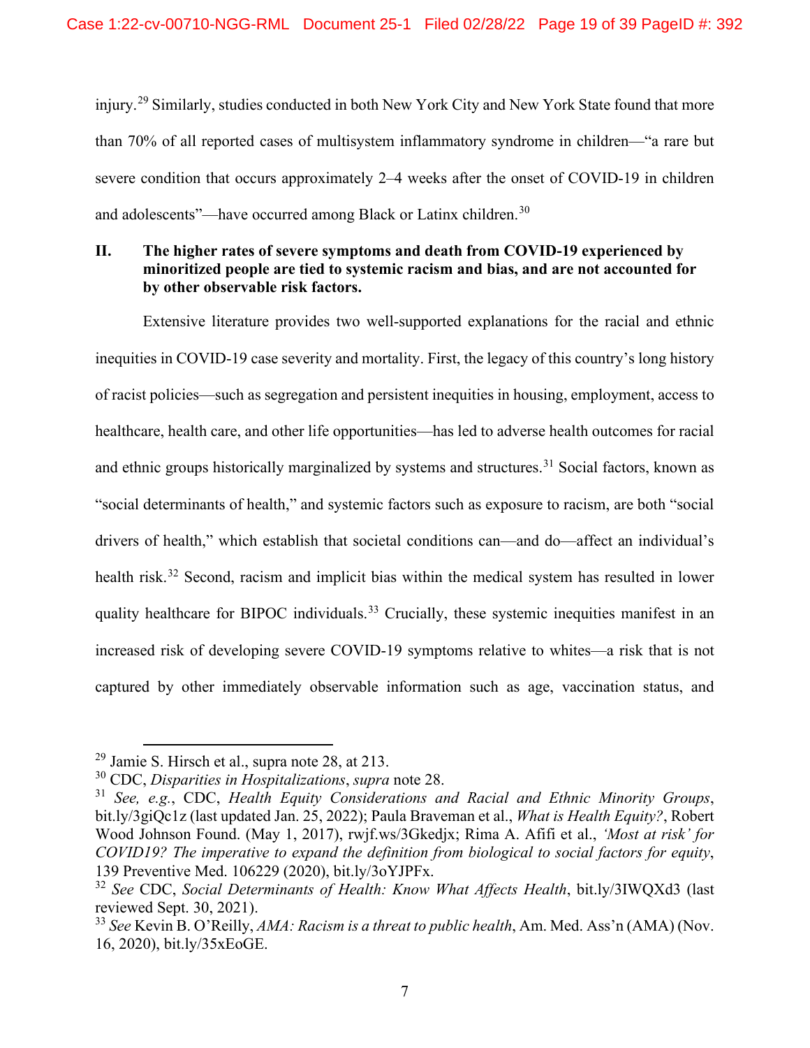injury.[29] Similarly, studies conducted in both New York City and New York State found that more than 70% of all reported cases of multisystem inflammatory syndrome in children—"a rare but severe condition that occurs approximately 2–4 weeks after the onset of COVID-19 in children and adolescents"—have occurred among Black or Latinx children.[30]

## II. The higher rates of severe symptoms and death from COVID-19 experienced by minoritized people are tied to systemic racism and bias, and are not accounted for by other observable risk factors.

Extensive literature provides two well-supported explanations for the racial and ethnic inequities in COVID-19 case severity and mortality. First, the legacy of this country's long history of racist policies—such as segregation and persistent inequities in housing, employment, access to healthcare, health care, and other life opportunities—has led to adverse health outcomes for racial and ethnic groups historically marginalized by systems and structures.[31] Social factors, known as "social determinants of health," and systemic factors such as exposure to racism, are both "social drivers of health," which establish that societal conditions can—and do—affect an individual's health risk.[32] Second, racism and implicit bias within the medical system has resulted in lower quality healthcare for BIPOC individuals.[33] Crucially, these systemic inequities manifest in an increased risk of developing severe COVID-19 symptoms relative to whites—a risk that is not captured by other immediately observable information such as age, vaccination status, and

---

[29] Jamie S. Hirsch et al., supra note 28, at 213.

[30] CDC, *Disparities in Hospitalizations*, *supra* note 28.

[31] *See, e.g.*, CDC, *Health Equity Considerations and Racial and Ethnic Minority Groups*, bit.ly/3giQc1z (last updated Jan. 25, 2022); Paula Braveman et al., *What is Health Equity?*, Robert Wood Johnson Found. (May 1, 2017), rwjf.ws/3Gkedjx; Rima A. Afifi et al., *'Most at risk' for COVID19? The imperative to expand the definition from biological to social factors for equity*, 139 Preventive Med. 106229 (2020), bit.ly/3oYJPFx.

[32] *See* CDC, *Social Determinants of Health: Know What Affects Health*, bit.ly/3IWQXd3 (last reviewed Sept. 30, 2021).

[33] *See* Kevin B. O'Reilly, *AMA: Racism is a threat to public health*, Am. Med. Ass'n (AMA) (Nov. 16, 2020), bit.ly/35xEoGE.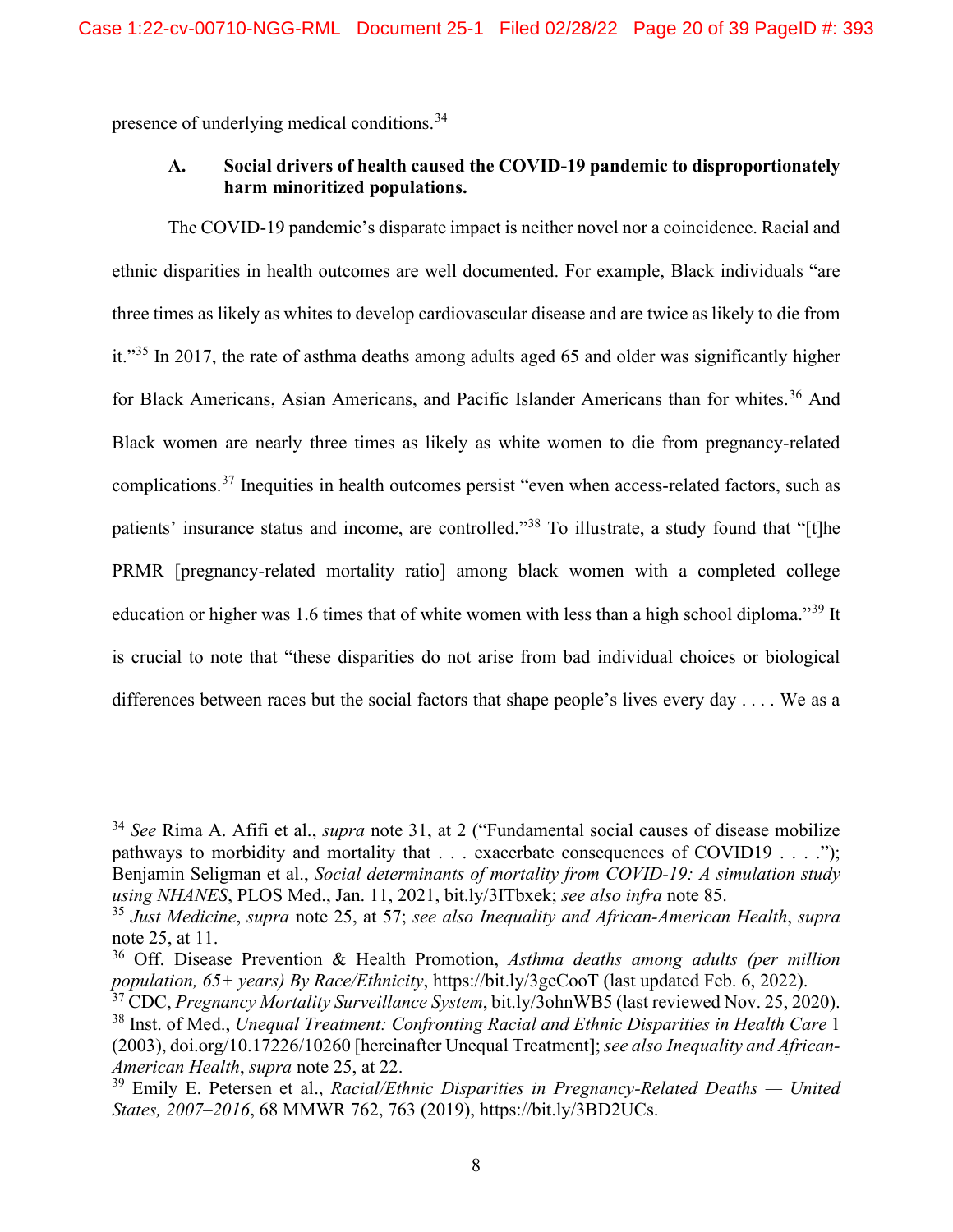presence of underlying medical conditions.[34]

### A. Social drivers of health caused the COVID-19 pandemic to disproportionately harm minoritized populations.

The COVID-19 pandemic's disparate impact is neither novel nor a coincidence. Racial and ethnic disparities in health outcomes are well documented. For example, Black individuals "are three times as likely as whites to develop cardiovascular disease and are twice as likely to die from it."[35] In 2017, the rate of asthma deaths among adults aged 65 and older was significantly higher for Black Americans, Asian Americans, and Pacific Islander Americans than for whites.[36] And Black women are nearly three times as likely as white women to die from pregnancy-related complications.[37] Inequities in health outcomes persist "even when access-related factors, such as patients' insurance status and income, are controlled."[38] To illustrate, a study found that "[t]he PRMR [pregnancy-related mortality ratio] among black women with a completed college education or higher was 1.6 times that of white women with less than a high school diploma."[39] It is crucial to note that "these disparities do not arise from bad individual choices or biological differences between races but the social factors that shape people's lives every day . . . . We as a

---

[34] *See* Rima A. Afifi et al., *supra* note 31, at 2 ("Fundamental social causes of disease mobilize pathways to morbidity and mortality that . . . exacerbate consequences of COVID19 . . . ."); Benjamin Seligman et al., *Social determinants of mortality from COVID-19: A simulation study using NHANES*, PLOS Med., Jan. 11, 2021, bit.ly/3ITbxek; *see also infra* note 85.

[35] *Just Medicine*, *supra* note 25, at 57; *see also Inequality and African-American Health*, *supra* note 25, at 11.

[36] Off. Disease Prevention & Health Promotion, *Asthma deaths among adults (per million population, 65+ years) By Race/Ethnicity*, https://bit.ly/3geCooT (last updated Feb. 6, 2022).

[37] CDC, *Pregnancy Mortality Surveillance System*, bit.ly/3ohnWB5 (last reviewed Nov. 25, 2020).

[38] Inst. of Med., *Unequal Treatment: Confronting Racial and Ethnic Disparities in Health Care* 1 (2003), doi.org/10.17226/10260 [hereinafter Unequal Treatment]; *see also Inequality and African-American Health*, *supra* note 25, at 22.

[39] Emily E. Petersen et al., *Racial/Ethnic Disparities in Pregnancy-Related Deaths — United States, 2007–2016*, 68 MMWR 762, 763 (2019), https://bit.ly/3BD2UCs.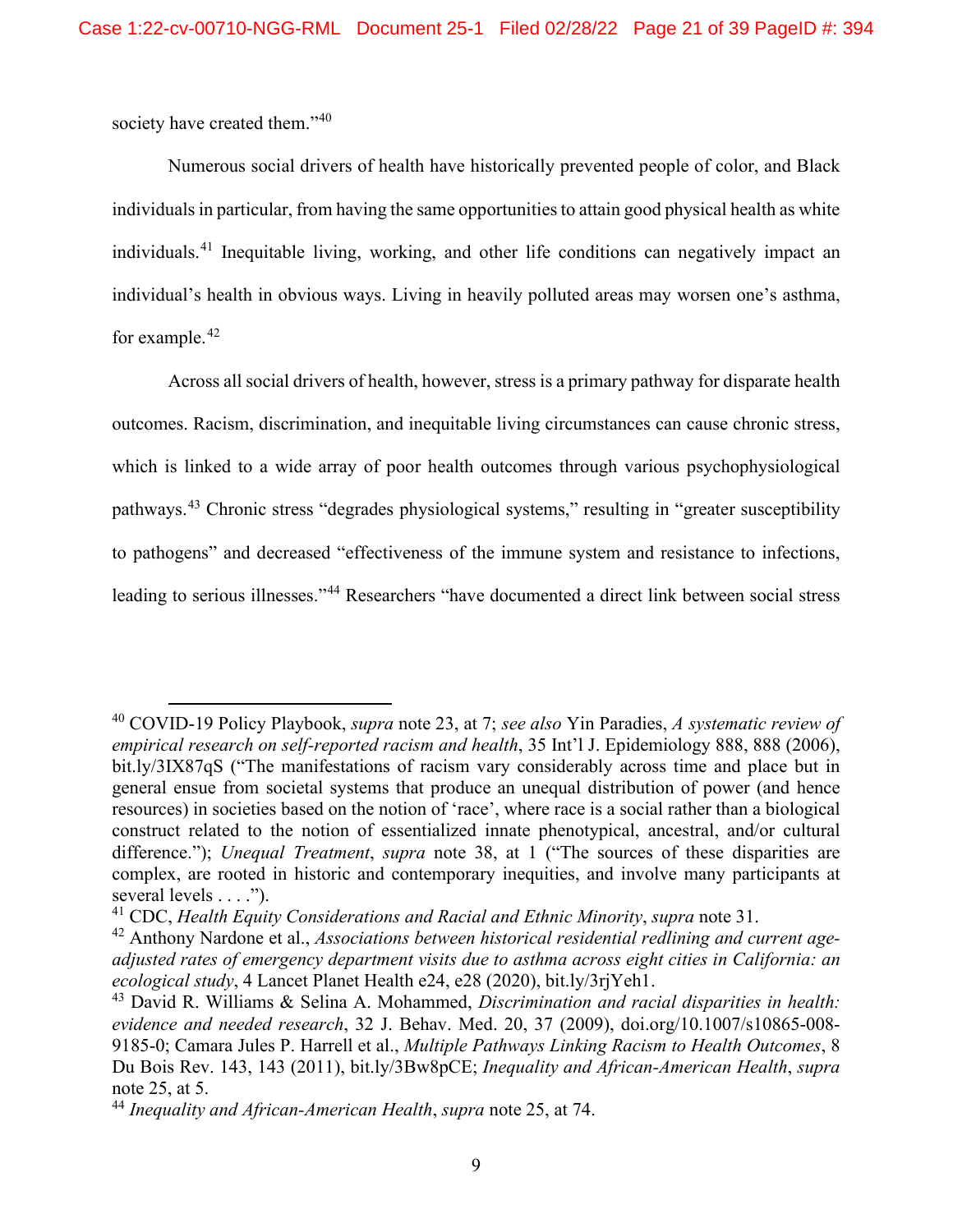society have created them."[40]

Numerous social drivers of health have historically prevented people of color, and Black individuals in particular, from having the same opportunities to attain good physical health as white individuals.[41] Inequitable living, working, and other life conditions can negatively impact an individual's health in obvious ways. Living in heavily polluted areas may worsen one's asthma, for example.[42]

Across all social drivers of health, however, stress is a primary pathway for disparate health outcomes. Racism, discrimination, and inequitable living circumstances can cause chronic stress, which is linked to a wide array of poor health outcomes through various psychophysiological pathways.[43] Chronic stress "degrades physiological systems," resulting in "greater susceptibility to pathogens" and decreased "effectiveness of the immune system and resistance to infections, leading to serious illnesses."[44] Researchers "have documented a direct link between social stress

---

[40] COVID-19 Policy Playbook, *supra* note 23, at 7; *see also* Yin Paradies, *A systematic review of empirical research on self-reported racism and health*, 35 Int'l J. Epidemiology 888, 888 (2006), bit.ly/3IX87qS ("The manifestations of racism vary considerably across time and place but in general ensue from societal systems that produce an unequal distribution of power (and hence resources) in societies based on the notion of 'race', where race is a social rather than a biological construct related to the notion of essentialized innate phenotypical, ancestral, and/or cultural difference."); *Unequal Treatment*, *supra* note 38, at 1 ("The sources of these disparities are complex, are rooted in historic and contemporary inequities, and involve many participants at several levels . . . .").

[41] CDC, *Health Equity Considerations and Racial and Ethnic Minority*, *supra* note 31.

[42] Anthony Nardone et al., *Associations between historical residential redlining and current age-adjusted rates of emergency department visits due to asthma across eight cities in California: an ecological study*, 4 Lancet Planet Health e24, e28 (2020), bit.ly/3rjYeh1.

[43] David R. Williams & Selina A. Mohammed, *Discrimination and racial disparities in health: evidence and needed research*, 32 J. Behav. Med. 20, 37 (2009), doi.org/10.1007/s10865-008-9185-0; Camara Jules P. Harrell et al., *Multiple Pathways Linking Racism to Health Outcomes*, 8 Du Bois Rev. 143, 143 (2011), bit.ly/3Bw8pCE; *Inequality and African-American Health*, *supra* note 25, at 5.

[44] *Inequality and African-American Health*, *supra* note 25, at 74.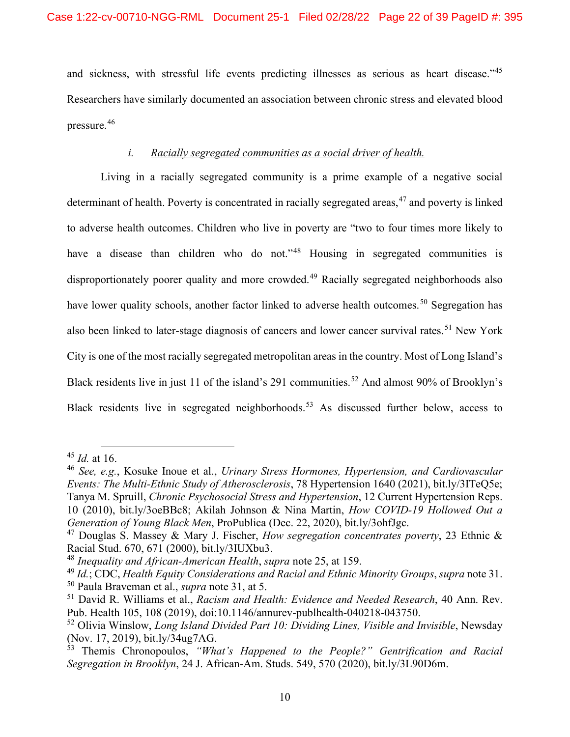and sickness, with stressful life events predicting illnesses as serious as heart disease."[45] Researchers have similarly documented an association between chronic stress and elevated blood pressure.[46]

*i.* *Racially segregated communities as a social driver of health.*

Living in a racially segregated community is a prime example of a negative social determinant of health. Poverty is concentrated in racially segregated areas,[47] and poverty is linked to adverse health outcomes. Children who live in poverty are "two to four times more likely to have a disease than children who do not."[48] Housing in segregated communities is disproportionately poorer quality and more crowded.[49] Racially segregated neighborhoods also have lower quality schools, another factor linked to adverse health outcomes.[50] Segregation has also been linked to later-stage diagnosis of cancers and lower cancer survival rates.[51] New York City is one of the most racially segregated metropolitan areas in the country. Most of Long Island's Black residents live in just 11 of the island's 291 communities.[52] And almost 90% of Brooklyn's Black residents live in segregated neighborhoods.[53] As discussed further below, access to

---

[45] *Id.* at 16.

[46] *See, e.g.*, Kosuke Inoue et al., *Urinary Stress Hormones, Hypertension, and Cardiovascular Events: The Multi-Ethnic Study of Atherosclerosis*, 78 Hypertension 1640 (2021), bit.ly/3ITeQ5e; Tanya M. Spruill, *Chronic Psychosocial Stress and Hypertension*, 12 Current Hypertension Reps. 10 (2010), bit.ly/3oeBBc8; Akilah Johnson & Nina Martin, *How COVID-19 Hollowed Out a Generation of Young Black Men*, ProPublica (Dec. 22, 2020), bit.ly/3ohfJgc.

[47] Douglas S. Massey & Mary J. Fischer, *How segregation concentrates poverty*, 23 Ethnic & Racial Stud. 670, 671 (2000), bit.ly/3IUXbu3.

[48] *Inequality and African-American Health*, *supra* note 25, at 159.

[49] *Id.*; CDC, *Health Equity Considerations and Racial and Ethnic Minority Groups*, *supra* note 31.

[50] Paula Braveman et al., *supra* note 31, at 5.

[51] David R. Williams et al., *Racism and Health: Evidence and Needed Research*, 40 Ann. Rev. Pub. Health 105, 108 (2019), doi:10.1146/annurev-publhealth-040218-043750.

[52] Olivia Winslow, *Long Island Divided Part 10: Dividing Lines, Visible and Invisible*, Newsday (Nov. 17, 2019), bit.ly/34ug7AG.

[53] Themis Chronopoulos, *"What's Happened to the People?" Gentrification and Racial Segregation in Brooklyn*, 24 J. African-Am. Studs. 549, 570 (2020), bit.ly/3L90D6m.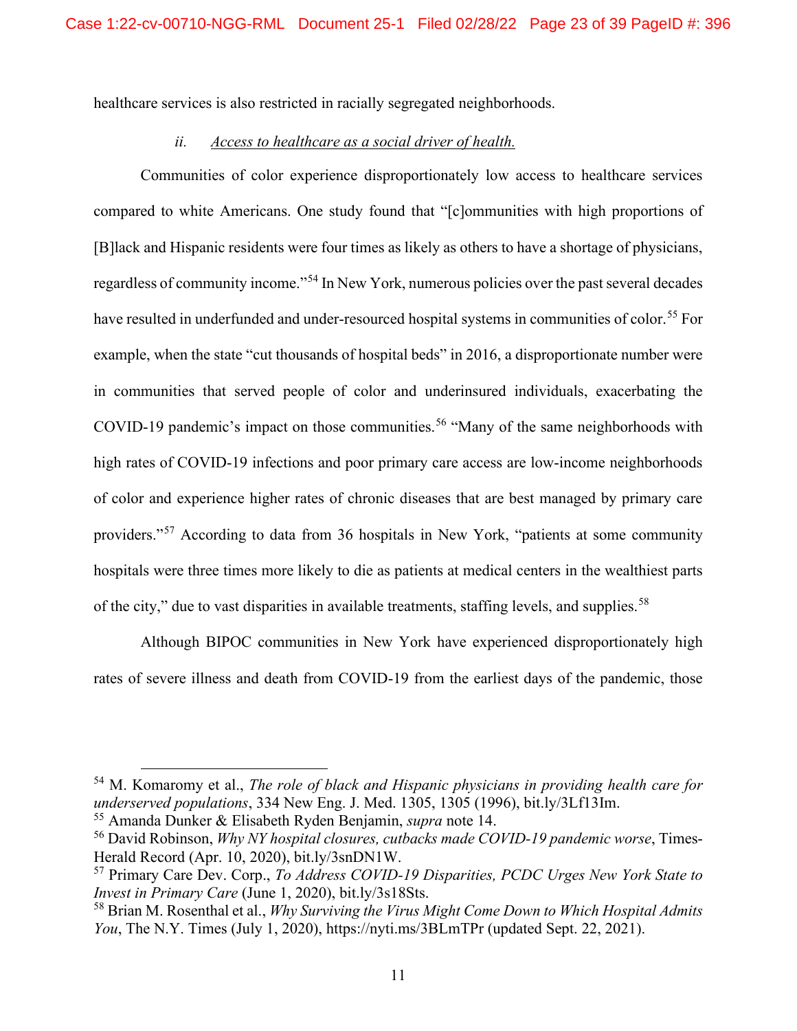healthcare services is also restricted in racially segregated neighborhoods.

*ii.* *Access to healthcare as a social driver of health.*

Communities of color experience disproportionately low access to healthcare services compared to white Americans. One study found that "[c]ommunities with high proportions of [B]lack and Hispanic residents were four times as likely as others to have a shortage of physicians, regardless of community income."[54] In New York, numerous policies over the past several decades have resulted in underfunded and under-resourced hospital systems in communities of color.[55] For example, when the state "cut thousands of hospital beds" in 2016, a disproportionate number were in communities that served people of color and underinsured individuals, exacerbating the COVID-19 pandemic's impact on those communities.[56] "Many of the same neighborhoods with high rates of COVID-19 infections and poor primary care access are low-income neighborhoods of color and experience higher rates of chronic diseases that are best managed by primary care providers."[57] According to data from 36 hospitals in New York, "patients at some community hospitals were three times more likely to die as patients at medical centers in the wealthiest parts of the city," due to vast disparities in available treatments, staffing levels, and supplies.[58]

Although BIPOC communities in New York have experienced disproportionately high rates of severe illness and death from COVID-19 from the earliest days of the pandemic, those

---

[54] M. Komaromy et al., *The role of black and Hispanic physicians in providing health care for underserved populations*, 334 New Eng. J. Med. 1305, 1305 (1996), bit.ly/3Lf13Im.

[55] Amanda Dunker & Elisabeth Ryden Benjamin, *supra* note 14.

[56] David Robinson, *Why NY hospital closures, cutbacks made COVID-19 pandemic worse*, Times-Herald Record (Apr. 10, 2020), bit.ly/3snDN1W.

[57] Primary Care Dev. Corp., *To Address COVID-19 Disparities, PCDC Urges New York State to Invest in Primary Care* (June 1, 2020), bit.ly/3s18Sts.

[58] Brian M. Rosenthal et al., *Why Surviving the Virus Might Come Down to Which Hospital Admits You*, The N.Y. Times (July 1, 2020), https://nyti.ms/3BLmTPr (updated Sept. 22, 2021).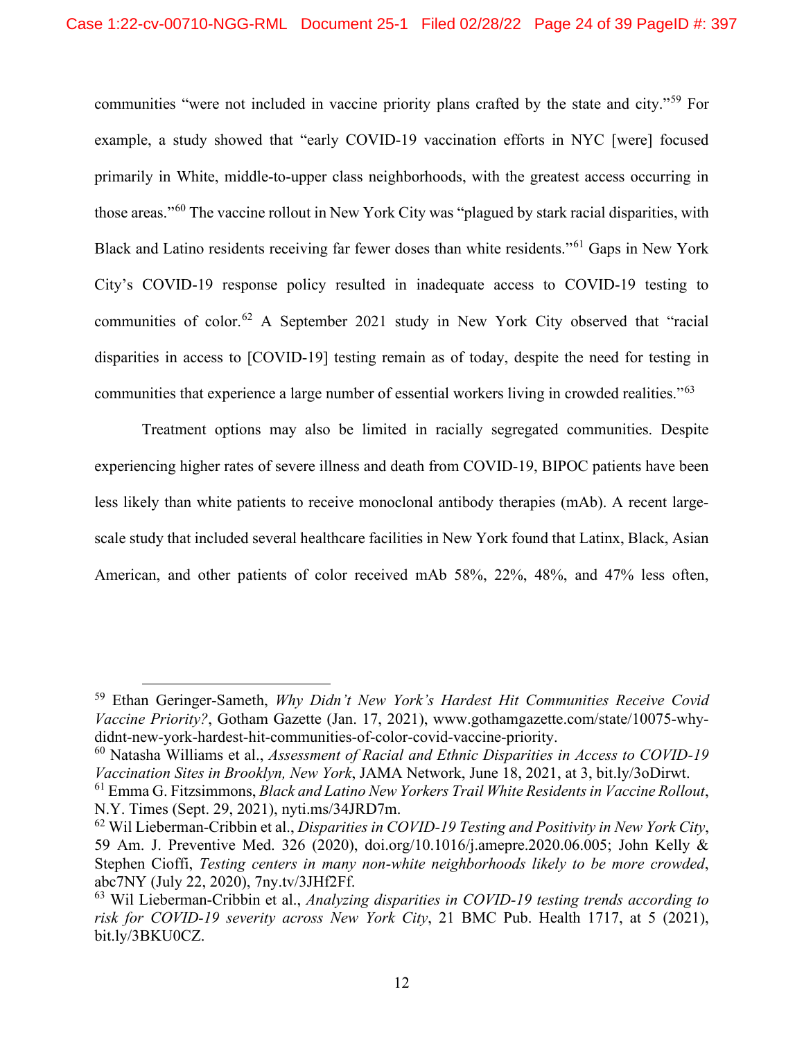communities "were not included in vaccine priority plans crafted by the state and city."[59] For example, a study showed that "early COVID-19 vaccination efforts in NYC [were] focused primarily in White, middle-to-upper class neighborhoods, with the greatest access occurring in those areas."[60] The vaccine rollout in New York City was "plagued by stark racial disparities, with Black and Latino residents receiving far fewer doses than white residents."[61] Gaps in New York City's COVID-19 response policy resulted in inadequate access to COVID-19 testing to communities of color.[62] A September 2021 study in New York City observed that "racial disparities in access to [COVID-19] testing remain as of today, despite the need for testing in communities that experience a large number of essential workers living in crowded realities."[63]

Treatment options may also be limited in racially segregated communities. Despite experiencing higher rates of severe illness and death from COVID-19, BIPOC patients have been less likely than white patients to receive monoclonal antibody therapies (mAb). A recent large-scale study that included several healthcare facilities in New York found that Latinx, Black, Asian American, and other patients of color received mAb 58%, 22%, 48%, and 47% less often,

---

[59] Ethan Geringer-Sameth, *Why Didn't New York's Hardest Hit Communities Receive Covid Vaccine Priority?*, Gotham Gazette (Jan. 17, 2021), www.gothamgazette.com/state/10075-why-didnt-new-york-hardest-hit-communities-of-color-covid-vaccine-priority.

[60] Natasha Williams et al., *Assessment of Racial and Ethnic Disparities in Access to COVID-19 Vaccination Sites in Brooklyn, New York*, JAMA Network, June 18, 2021, at 3, bit.ly/3oDirwt.

[61] Emma G. Fitzsimmons, *Black and Latino New Yorkers Trail White Residents in Vaccine Rollout*, N.Y. Times (Sept. 29, 2021), nyti.ms/34JRD7m.

[62] Wil Lieberman-Cribbin et al., *Disparities in COVID-19 Testing and Positivity in New York City*, 59 Am. J. Preventive Med. 326 (2020), doi.org/10.1016/j.amepre.2020.06.005; John Kelly & Stephen Cioffi, *Testing centers in many non-white neighborhoods likely to be more crowded*, abc7NY (July 22, 2020), 7ny.tv/3JHf2Ff.

[63] Wil Lieberman-Cribbin et al., *Analyzing disparities in COVID-19 testing trends according to risk for COVID-19 severity across New York City*, 21 BMC Pub. Health 1717, at 5 (2021), bit.ly/3BKU0CZ.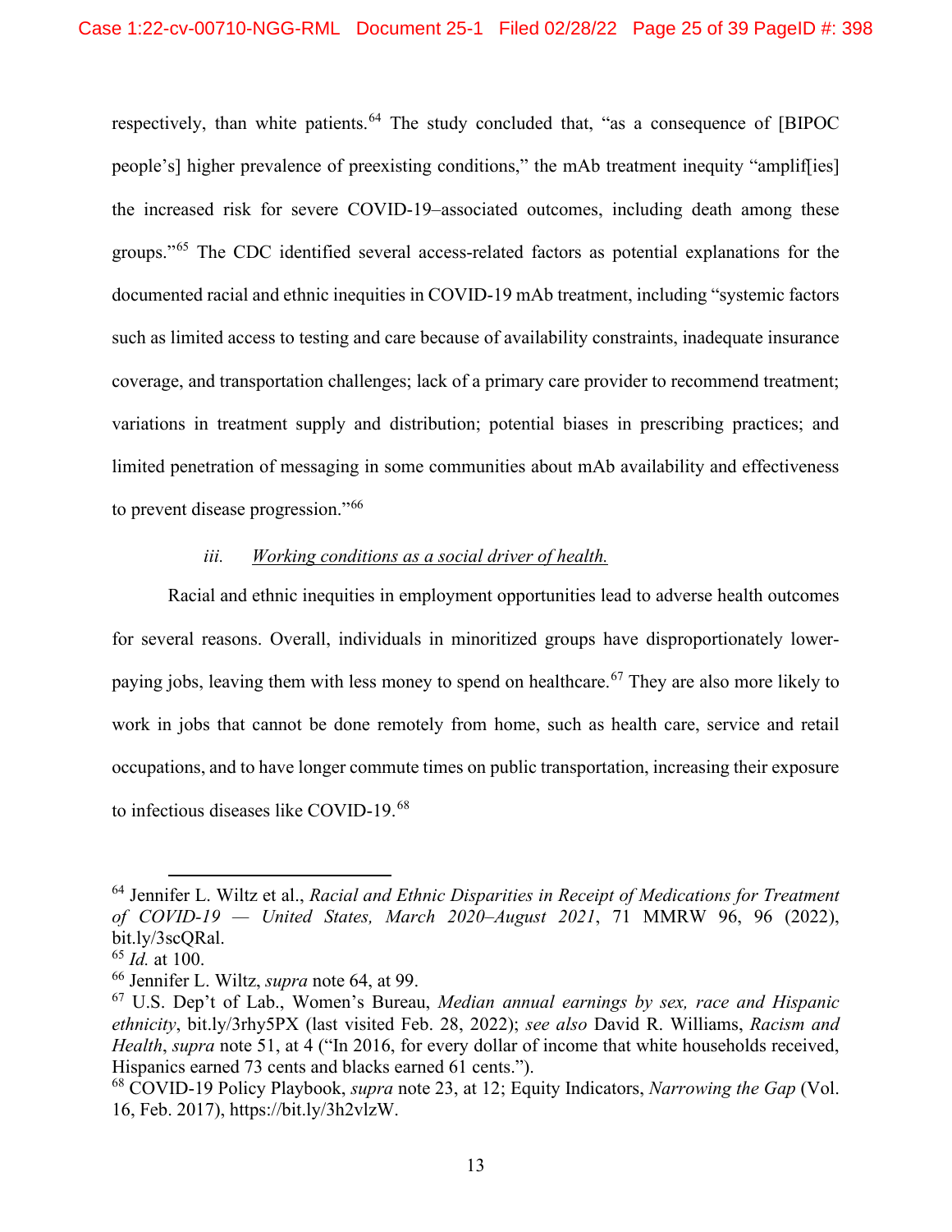respectively, than white patients.[64] The study concluded that, "as a consequence of [BIPOC people's] higher prevalence of preexisting conditions," the mAb treatment inequity "amplif[ies] the increased risk for severe COVID-19–associated outcomes, including death among these groups."[65] The CDC identified several access-related factors as potential explanations for the documented racial and ethnic inequities in COVID-19 mAb treatment, including "systemic factors such as limited access to testing and care because of availability constraints, inadequate insurance coverage, and transportation challenges; lack of a primary care provider to recommend treatment; variations in treatment supply and distribution; potential biases in prescribing practices; and limited penetration of messaging in some communities about mAb availability and effectiveness to prevent disease progression."[66]

*iii.* Working conditions as a social driver of health.

Racial and ethnic inequities in employment opportunities lead to adverse health outcomes for several reasons. Overall, individuals in minoritized groups have disproportionately lower-paying jobs, leaving them with less money to spend on healthcare.[67] They are also more likely to work in jobs that cannot be done remotely from home, such as health care, service and retail occupations, and to have longer commute times on public transportation, increasing their exposure to infectious diseases like COVID-19.[68]

---

[64] Jennifer L. Wiltz et al., *Racial and Ethnic Disparities in Receipt of Medications for Treatment of COVID-19 — United States, March 2020–August 2021*, 71 MMRW 96, 96 (2022), bit.ly/3scQRal.

[65] *Id.* at 100.

[66] Jennifer L. Wiltz, *supra* note 64, at 99.

[67] U.S. Dep't of Lab., Women's Bureau, *Median annual earnings by sex, race and Hispanic ethnicity*, bit.ly/3rhy5PX (last visited Feb. 28, 2022); *see also* David R. Williams, *Racism and Health*, *supra* note 51, at 4 ("In 2016, for every dollar of income that white households received, Hispanics earned 73 cents and blacks earned 61 cents.").

[68] COVID-19 Policy Playbook, *supra* note 23, at 12; Equity Indicators, *Narrowing the Gap* (Vol. 16, Feb. 2017), https://bit.ly/3h2vlzW.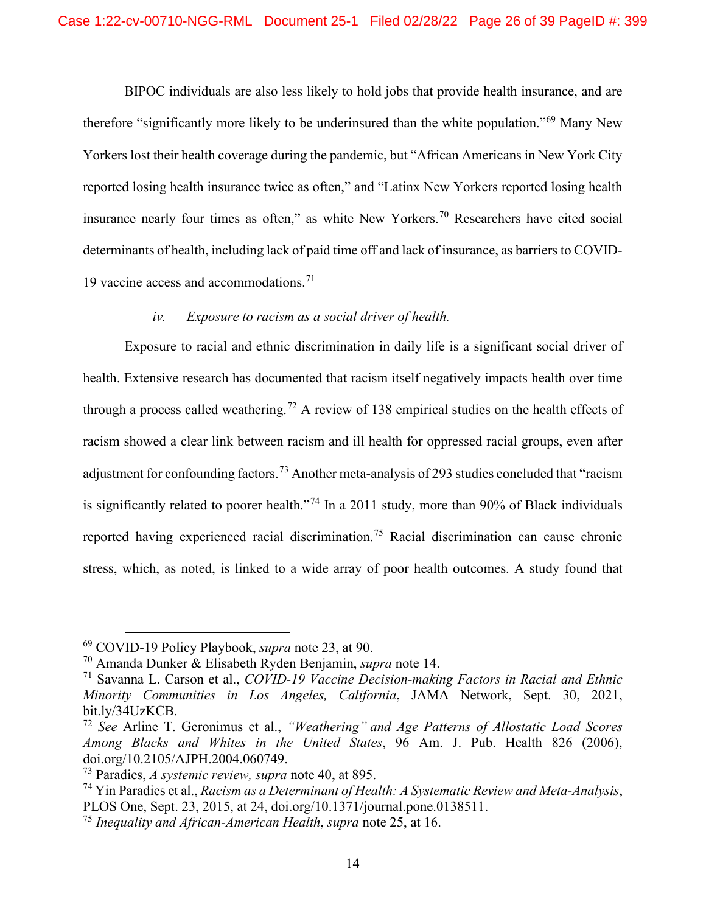BIPOC individuals are also less likely to hold jobs that provide health insurance, and are therefore "significantly more likely to be underinsured than the white population."[69] Many New Yorkers lost their health coverage during the pandemic, but "African Americans in New York City reported losing health insurance twice as often," and "Latinx New Yorkers reported losing health insurance nearly four times as often," as white New Yorkers.[70] Researchers have cited social determinants of health, including lack of paid time off and lack of insurance, as barriers to COVID-19 vaccine access and accommodations.[71]

*iv.* <u>*Exposure to racism as a social driver of health.*</u>

Exposure to racial and ethnic discrimination in daily life is a significant social driver of health. Extensive research has documented that racism itself negatively impacts health over time through a process called weathering.[72] A review of 138 empirical studies on the health effects of racism showed a clear link between racism and ill health for oppressed racial groups, even after adjustment for confounding factors.[73] Another meta-analysis of 293 studies concluded that "racism is significantly related to poorer health."[74] In a 2011 study, more than 90% of Black individuals reported having experienced racial discrimination.[75] Racial discrimination can cause chronic stress, which, as noted, is linked to a wide array of poor health outcomes. A study found that

---

[69] COVID-19 Policy Playbook, *supra* note 23, at 90.

[70] Amanda Dunker & Elisabeth Ryden Benjamin, *supra* note 14.

[71] Savanna L. Carson et al., *COVID-19 Vaccine Decision-making Factors in Racial and Ethnic Minority Communities in Los Angeles, California*, JAMA Network, Sept. 30, 2021, bit.ly/34UzKCB.

[72] *See* Arline T. Geronimus et al., *"Weathering" and Age Patterns of Allostatic Load Scores Among Blacks and Whites in the United States*, 96 Am. J. Pub. Health 826 (2006), doi.org/10.2105/AJPH.2004.060749.

[73] Paradies, *A systemic review, supra* note 40, at 895.

[74] Yin Paradies et al., *Racism as a Determinant of Health: A Systematic Review and Meta-Analysis*, PLOS One, Sept. 23, 2015, at 24, doi.org/10.1371/journal.pone.0138511.

[75] *Inequality and African-American Health*, *supra* note 25, at 16.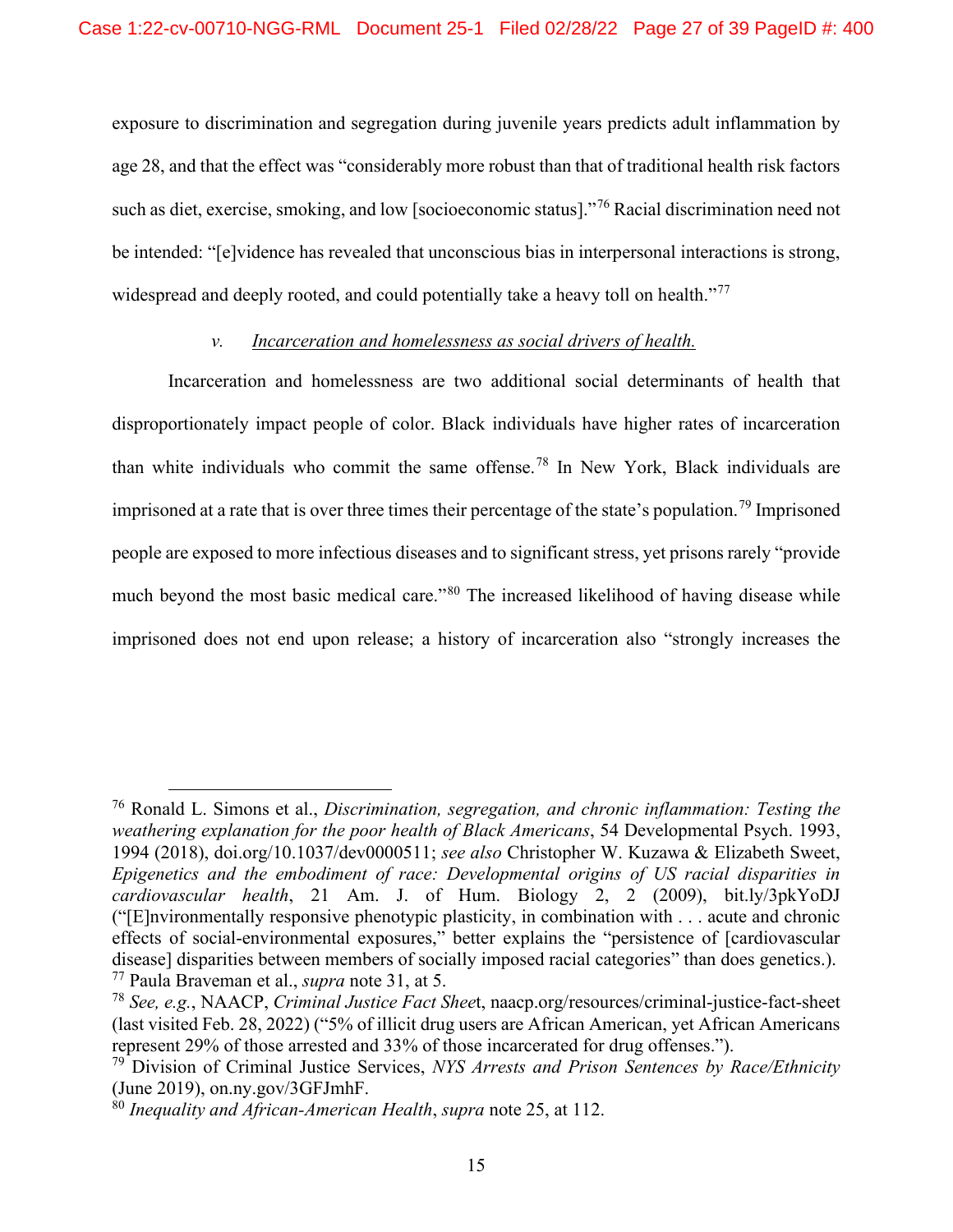exposure to discrimination and segregation during juvenile years predicts adult inflammation by age 28, and that the effect was "considerably more robust than that of traditional health risk factors such as diet, exercise, smoking, and low [socioeconomic status]."[76] Racial discrimination need not be intended: "[e]vidence has revealed that unconscious bias in interpersonal interactions is strong, widespread and deeply rooted, and could potentially take a heavy toll on health."[77]

*v.* <u>*Incarceration and homelessness as social drivers of health.*</u>

Incarceration and homelessness are two additional social determinants of health that disproportionately impact people of color. Black individuals have higher rates of incarceration than white individuals who commit the same offense.[78] In New York, Black individuals are imprisoned at a rate that is over three times their percentage of the state's population.[79] Imprisoned people are exposed to more infectious diseases and to significant stress, yet prisons rarely "provide much beyond the most basic medical care."[80] The increased likelihood of having disease while imprisoned does not end upon release; a history of incarceration also "strongly increases the

---

[76] Ronald L. Simons et al., *Discrimination, segregation, and chronic inflammation: Testing the weathering explanation for the poor health of Black Americans*, 54 Developmental Psych. 1993, 1994 (2018), doi.org/10.1037/dev0000511; *see also* Christopher W. Kuzawa & Elizabeth Sweet, *Epigenetics and the embodiment of race: Developmental origins of US racial disparities in cardiovascular health*, 21 Am. J. of Hum. Biology 2, 2 (2009), bit.ly/3pkYoDJ ("[E]nvironmentally responsive phenotypic plasticity, in combination with . . . acute and chronic effects of social-environmental exposures," better explains the "persistence of [cardiovascular disease] disparities between members of socially imposed racial categories" than does genetics.).

[77] Paula Braveman et al., *supra* note 31, at 5.

[78] *See, e.g.*, NAACP, *Criminal Justice Fact Shee*t, naacp.org/resources/criminal-justice-fact-sheet (last visited Feb. 28, 2022) ("5% of illicit drug users are African American, yet African Americans represent 29% of those arrested and 33% of those incarcerated for drug offenses.").

[79] Division of Criminal Justice Services, *NYS Arrests and Prison Sentences by Race/Ethnicity* (June 2019), on.ny.gov/3GFJmhF.

[80] *Inequality and African-American Health*, *supra* note 25, at 112.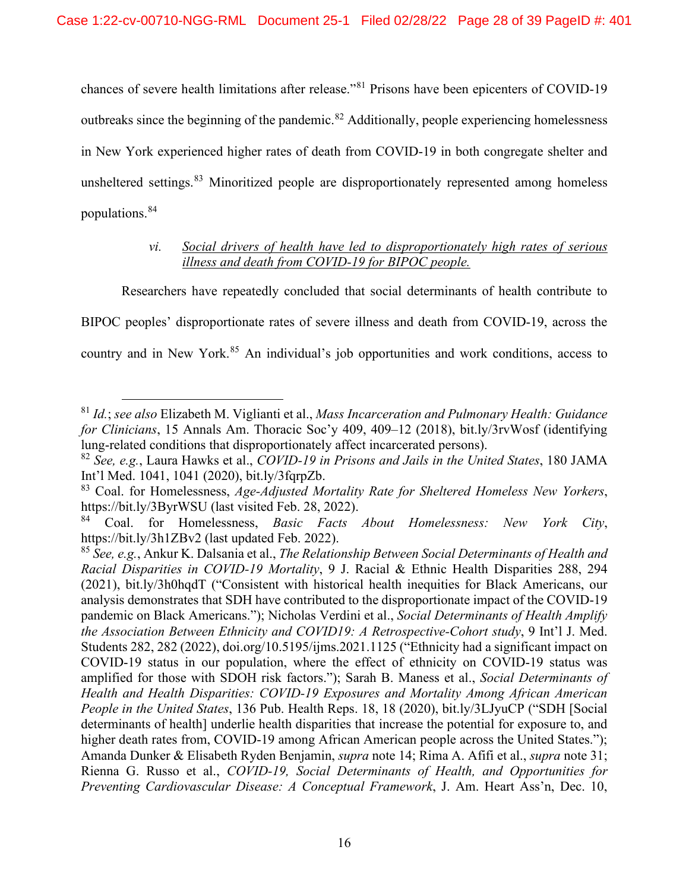chances of severe health limitations after release."[81] Prisons have been epicenters of COVID-19 outbreaks since the beginning of the pandemic.[82] Additionally, people experiencing homelessness in New York experienced higher rates of death from COVID-19 in both congregate shelter and unsheltered settings.[83] Minoritized people are disproportionately represented among homeless populations.[84]

*vi.* *Social drivers of health have led to disproportionately high rates of serious illness and death from COVID-19 for BIPOC people.*

Researchers have repeatedly concluded that social determinants of health contribute to BIPOC peoples' disproportionate rates of severe illness and death from COVID-19, across the country and in New York.[85] An individual's job opportunities and work conditions, access to

---

[81] *Id.*; *see also* Elizabeth M. Viglianti et al., *Mass Incarceration and Pulmonary Health: Guidance for Clinicians*, 15 Annals Am. Thoracic Soc'y 409, 409–12 (2018), bit.ly/3rvWosf (identifying lung-related conditions that disproportionately affect incarcerated persons).

[82] *See, e.g.*, Laura Hawks et al., *COVID-19 in Prisons and Jails in the United States*, 180 JAMA Int'l Med. 1041, 1041 (2020), bit.ly/3fqrpZb.

[83] Coal. for Homelessness, *Age-Adjusted Mortality Rate for Sheltered Homeless New Yorkers*, https://bit.ly/3ByrWSU (last visited Feb. 28, 2022).

[84] Coal. for Homelessness, *Basic Facts About Homelessness: New York City*, https://bit.ly/3h1ZBv2 (last updated Feb. 2022).

[85] *See, e.g.*, Ankur K. Dalsania et al., *The Relationship Between Social Determinants of Health and Racial Disparities in COVID-19 Mortality*, 9 J. Racial & Ethnic Health Disparities 288, 294 (2021), bit.ly/3h0hqdT ("Consistent with historical health inequities for Black Americans, our analysis demonstrates that SDH have contributed to the disproportionate impact of the COVID-19 pandemic on Black Americans."); Nicholas Verdini et al., *Social Determinants of Health Amplify the Association Between Ethnicity and COVID19: A Retrospective-Cohort study*, 9 Int'l J. Med. Students 282, 282 (2022), doi.org/10.5195/ijms.2021.1125 ("Ethnicity had a significant impact on COVID-19 status in our population, where the effect of ethnicity on COVID-19 status was amplified for those with SDOH risk factors."); Sarah B. Maness et al., *Social Determinants of Health and Health Disparities: COVID-19 Exposures and Mortality Among African American People in the United States*, 136 Pub. Health Reps. 18, 18 (2020), bit.ly/3LJyuCP ("SDH [Social determinants of health] underlie health disparities that increase the potential for exposure to, and higher death rates from, COVID-19 among African American people across the United States."); Amanda Dunker & Elisabeth Ryden Benjamin, *supra* note 14; Rima A. Afifi et al., *supra* note 31; Rienna G. Russo et al., *COVID-19, Social Determinants of Health, and Opportunities for Preventing Cardiovascular Disease: A Conceptual Framework*, J. Am. Heart Ass'n, Dec. 10,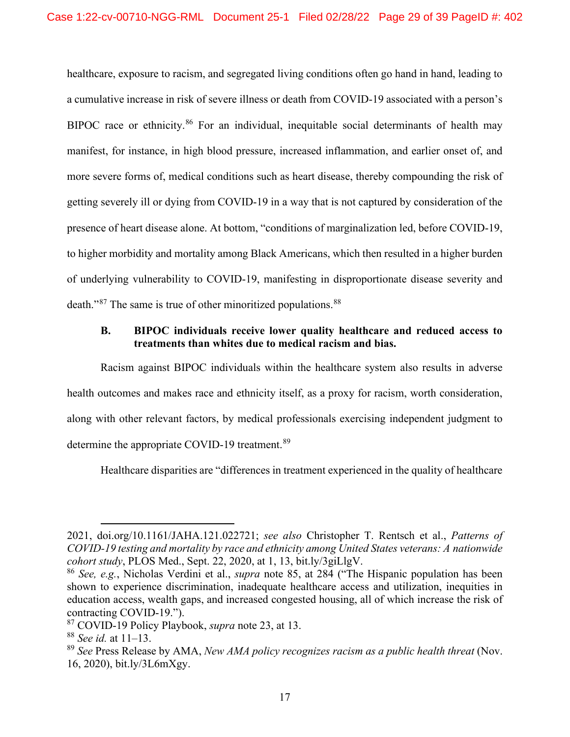healthcare, exposure to racism, and segregated living conditions often go hand in hand, leading to a cumulative increase in risk of severe illness or death from COVID-19 associated with a person's BIPOC race or ethnicity.[86] For an individual, inequitable social determinants of health may manifest, for instance, in high blood pressure, increased inflammation, and earlier onset of, and more severe forms of, medical conditions such as heart disease, thereby compounding the risk of getting severely ill or dying from COVID-19 in a way that is not captured by consideration of the presence of heart disease alone. At bottom, "conditions of marginalization led, before COVID-19, to higher morbidity and mortality among Black Americans, which then resulted in a higher burden of underlying vulnerability to COVID-19, manifesting in disproportionate disease severity and death."[87] The same is true of other minoritized populations.[88]

### B. BIPOC individuals receive lower quality healthcare and reduced access to treatments than whites due to medical racism and bias.

Racism against BIPOC individuals within the healthcare system also results in adverse health outcomes and makes race and ethnicity itself, as a proxy for racism, worth consideration, along with other relevant factors, by medical professionals exercising independent judgment to determine the appropriate COVID-19 treatment.[89]

Healthcare disparities are "differences in treatment experienced in the quality of healthcare

---

2021, doi.org/10.1161/JAHA.121.022721; *see also* Christopher T. Rentsch et al., *Patterns of COVID-19 testing and mortality by race and ethnicity among United States veterans: A nationwide cohort study*, PLOS Med., Sept. 22, 2020, at 1, 13, bit.ly/3giLlgV.

[86] *See, e.g.*, Nicholas Verdini et al., *supra* note 85, at 284 ("The Hispanic population has been shown to experience discrimination, inadequate healthcare access and utilization, inequities in education access, wealth gaps, and increased congested housing, all of which increase the risk of contracting COVID-19.").

[87] COVID-19 Policy Playbook, *supra* note 23, at 13.

[88] *See id.* at 11–13.

[89] *See* Press Release by AMA, *New AMA policy recognizes racism as a public health threat* (Nov. 16, 2020), bit.ly/3L6mXgy.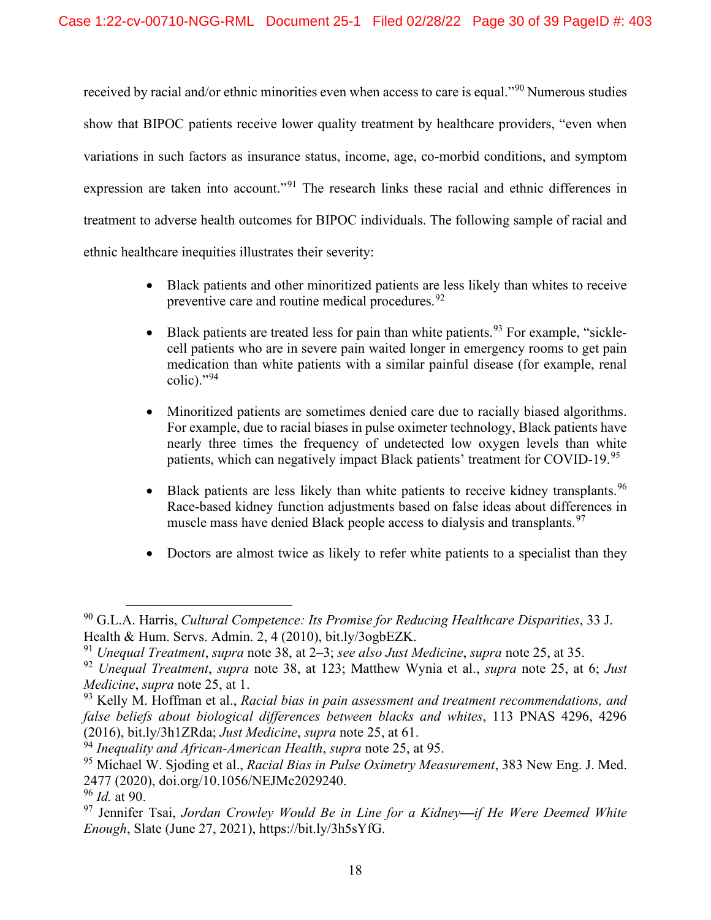received by racial and/or ethnic minorities even when access to care is equal."[90] Numerous studies show that BIPOC patients receive lower quality treatment by healthcare providers, "even when variations in such factors as insurance status, income, age, co-morbid conditions, and symptom expression are taken into account."[91] The research links these racial and ethnic differences in treatment to adverse health outcomes for BIPOC individuals. The following sample of racial and ethnic healthcare inequities illustrates their severity:

- Black patients and other minoritized patients are less likely than whites to receive preventive care and routine medical procedures.[92]

- Black patients are treated less for pain than white patients.[93] For example, "sickle-cell patients who are in severe pain waited longer in emergency rooms to get pain medication than white patients with a similar painful disease (for example, renal colic)."[94]

- Minoritized patients are sometimes denied care due to racially biased algorithms. For example, due to racial biases in pulse oximeter technology, Black patients have nearly three times the frequency of undetected low oxygen levels than white patients, which can negatively impact Black patients' treatment for COVID-19.[95]

- Black patients are less likely than white patients to receive kidney transplants.[96] Race-based kidney function adjustments based on false ideas about differences in muscle mass have denied Black people access to dialysis and transplants.[97]

- Doctors are almost twice as likely to refer white patients to a specialist than they

---

[90] G.L.A. Harris, *Cultural Competence: Its Promise for Reducing Healthcare Disparities*, 33 J. Health & Hum. Servs. Admin. 2, 4 (2010), bit.ly/3ogbEZK.

[91] *Unequal Treatment*, *supra* note 38, at 2–3; *see also Just Medicine*, *supra* note 25, at 35.

[92] *Unequal Treatment*, *supra* note 38, at 123; Matthew Wynia et al., *supra* note 25, at 6; *Just Medicine*, *supra* note 25, at 1.

[93] Kelly M. Hoffman et al., *Racial bias in pain assessment and treatment recommendations, and false beliefs about biological differences between blacks and whites*, 113 PNAS 4296, 4296 (2016), bit.ly/3h1ZRda; *Just Medicine*, *supra* note 25, at 61.

[94] *Inequality and African-American Health*, *supra* note 25, at 95.

[95] Michael W. Sjoding et al., *Racial Bias in Pulse Oximetry Measurement*, 383 New Eng. J. Med. 2477 (2020), doi.org/10.1056/NEJMc2029240.

[96] *Id.* at 90.

[97] Jennifer Tsai, *Jordan Crowley Would Be in Line for a Kidney—if He Were Deemed White Enough*, Slate (June 27, 2021), https://bit.ly/3h5sYfG.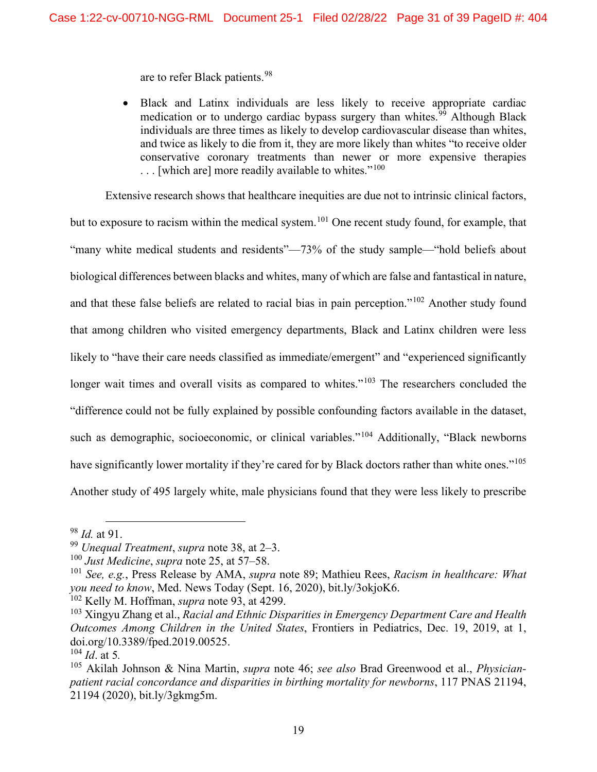are to refer Black patients.[98]

- Black and Latinx individuals are less likely to receive appropriate cardiac medication or to undergo cardiac bypass surgery than whites.[99] Although Black individuals are three times as likely to develop cardiovascular disease than whites, and twice as likely to die from it, they are more likely than whites "to receive older conservative coronary treatments than newer or more expensive therapies . . . [which are] more readily available to whites."[100]

Extensive research shows that healthcare inequities are due not to intrinsic clinical factors, but to exposure to racism within the medical system.[101] One recent study found, for example, that "many white medical students and residents"—73% of the study sample—"hold beliefs about biological differences between blacks and whites, many of which are false and fantastical in nature, and that these false beliefs are related to racial bias in pain perception."[102] Another study found that among children who visited emergency departments, Black and Latinx children were less likely to "have their care needs classified as immediate/emergent" and "experienced significantly longer wait times and overall visits as compared to whites."[103] The researchers concluded the "difference could not be fully explained by possible confounding factors available in the dataset, such as demographic, socioeconomic, or clinical variables."[104] Additionally, "Black newborns have significantly lower mortality if they're cared for by Black doctors rather than white ones."[105] Another study of 495 largely white, male physicians found that they were less likely to prescribe

---

[98] *Id.* at 91.

[99] *Unequal Treatment*, *supra* note 38, at 2–3.

[100] *Just Medicine*, *supra* note 25, at 57–58.

[101] *See, e.g.*, Press Release by AMA, *supra* note 89; Mathieu Rees, *Racism in healthcare: What you need to know*, Med. News Today (Sept. 16, 2020), bit.ly/3okjoK6.

[102] Kelly M. Hoffman, *supra* note 93, at 4299.

[103] Xingyu Zhang et al., *Racial and Ethnic Disparities in Emergency Department Care and Health Outcomes Among Children in the United States*, Frontiers in Pediatrics, Dec. 19, 2019, at 1, doi.org/10.3389/fped.2019.00525.

[104] *Id*. at 5.

[105] Akilah Johnson & Nina Martin, *supra* note 46; *see also* Brad Greenwood et al., *Physician-patient racial concordance and disparities in birthing mortality for newborns*, 117 PNAS 21194, 21194 (2020), bit.ly/3gkmg5m.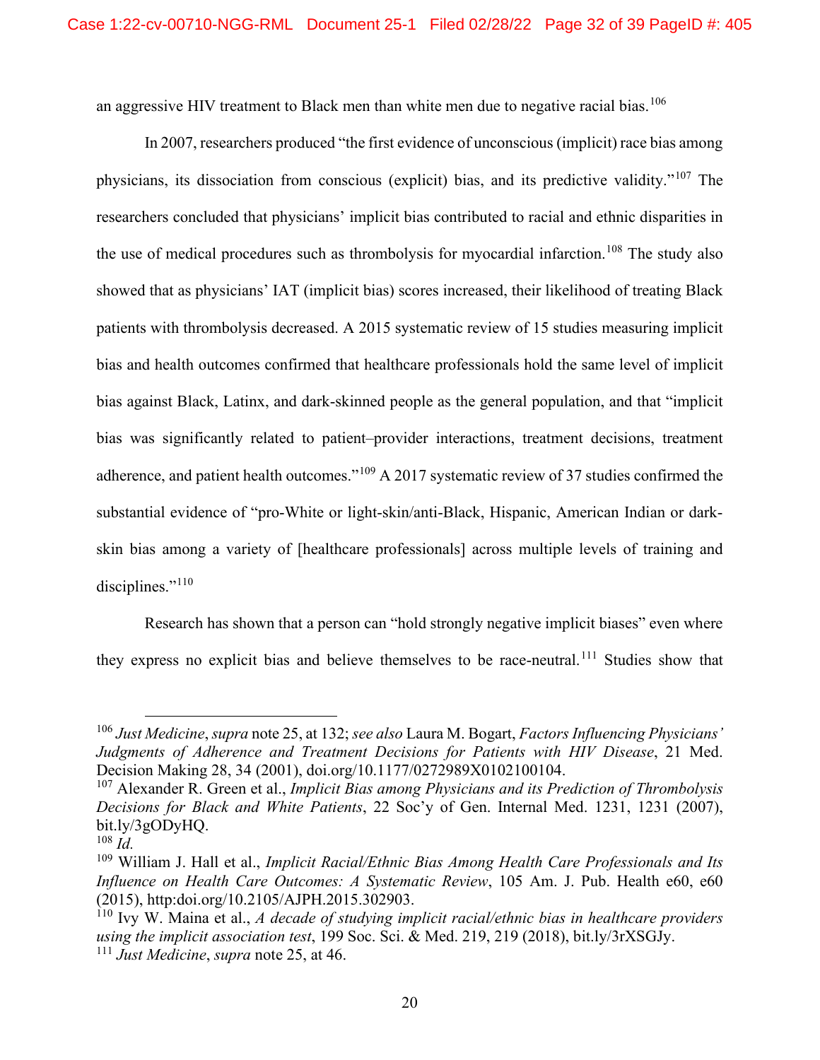an aggressive HIV treatment to Black men than white men due to negative racial bias.[106]

In 2007, researchers produced "the first evidence of unconscious (implicit) race bias among physicians, its dissociation from conscious (explicit) bias, and its predictive validity."[107] The researchers concluded that physicians' implicit bias contributed to racial and ethnic disparities in the use of medical procedures such as thrombolysis for myocardial infarction.[108] The study also showed that as physicians' IAT (implicit bias) scores increased, their likelihood of treating Black patients with thrombolysis decreased. A 2015 systematic review of 15 studies measuring implicit bias and health outcomes confirmed that healthcare professionals hold the same level of implicit bias against Black, Latinx, and dark-skinned people as the general population, and that "implicit bias was significantly related to patient–provider interactions, treatment decisions, treatment adherence, and patient health outcomes."[109] A 2017 systematic review of 37 studies confirmed the substantial evidence of "pro-White or light-skin/anti-Black, Hispanic, American Indian or dark-skin bias among a variety of [healthcare professionals] across multiple levels of training and disciplines."[110]

Research has shown that a person can "hold strongly negative implicit biases" even where they express no explicit bias and believe themselves to be race-neutral.[111] Studies show that

---

[106] *Just Medicine*, *supra* note 25, at 132; *see also* Laura M. Bogart, *Factors Influencing Physicians' Judgments of Adherence and Treatment Decisions for Patients with HIV Disease*, 21 Med. Decision Making 28, 34 (2001), doi.org/10.1177/0272989X0102100104.

[107] Alexander R. Green et al., *Implicit Bias among Physicians and its Prediction of Thrombolysis Decisions for Black and White Patients*, 22 Soc'y of Gen. Internal Med. 1231, 1231 (2007), bit.ly/3gODyHQ.

[108] *Id.*

[109] William J. Hall et al., *Implicit Racial/Ethnic Bias Among Health Care Professionals and Its Influence on Health Care Outcomes: A Systematic Review*, 105 Am. J. Pub. Health e60, e60 (2015), http:doi.org/10.2105/AJPH.2015.302903.

[110] Ivy W. Maina et al., *A decade of studying implicit racial/ethnic bias in healthcare providers using the implicit association test*, 199 Soc. Sci. & Med. 219, 219 (2018), bit.ly/3rXSGJy.

[111] *Just Medicine*, *supra* note 25, at 46.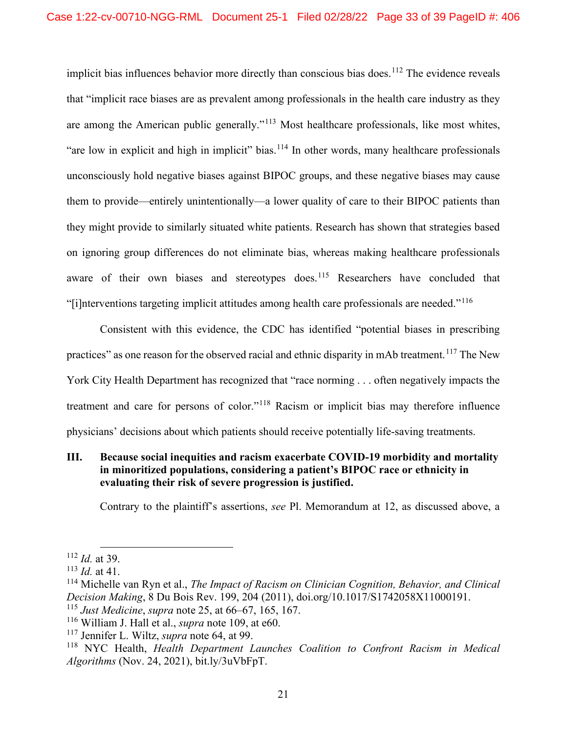implicit bias influences behavior more directly than conscious bias does.[112] The evidence reveals that "implicit race biases are as prevalent among professionals in the health care industry as they are among the American public generally."[113] Most healthcare professionals, like most whites, "are low in explicit and high in implicit" bias.[114] In other words, many healthcare professionals unconsciously hold negative biases against BIPOC groups, and these negative biases may cause them to provide—entirely unintentionally—a lower quality of care to their BIPOC patients than they might provide to similarly situated white patients. Research has shown that strategies based on ignoring group differences do not eliminate bias, whereas making healthcare professionals aware of their own biases and stereotypes does.[115] Researchers have concluded that "[i]nterventions targeting implicit attitudes among health care professionals are needed."[116]

Consistent with this evidence, the CDC has identified "potential biases in prescribing practices" as one reason for the observed racial and ethnic disparity in mAb treatment.[117] The New York City Health Department has recognized that "race norming . . . often negatively impacts the treatment and care for persons of color."[118] Racism or implicit bias may therefore influence physicians' decisions about which patients should receive potentially life-saving treatments.

## III. Because social inequities and racism exacerbate COVID-19 morbidity and mortality in minoritized populations, considering a patient's BIPOC race or ethnicity in evaluating their risk of severe progression is justified.

Contrary to the plaintiff's assertions, *see* Pl. Memorandum at 12, as discussed above, a

---

[112] *Id.* at 39.

[113] *Id.* at 41.

[114] Michelle van Ryn et al., *The Impact of Racism on Clinician Cognition, Behavior, and Clinical Decision Making*, 8 Du Bois Rev. 199, 204 (2011), doi.org/10.1017/S1742058X11000191.

[115] *Just Medicine*, *supra* note 25, at 66–67, 165, 167.

[116] William J. Hall et al., *supra* note 109, at e60.

[117] Jennifer L. Wiltz, *supra* note 64, at 99.

[118] NYC Health, *Health Department Launches Coalition to Confront Racism in Medical Algorithms* (Nov. 24, 2021), bit.ly/3uVbFpT.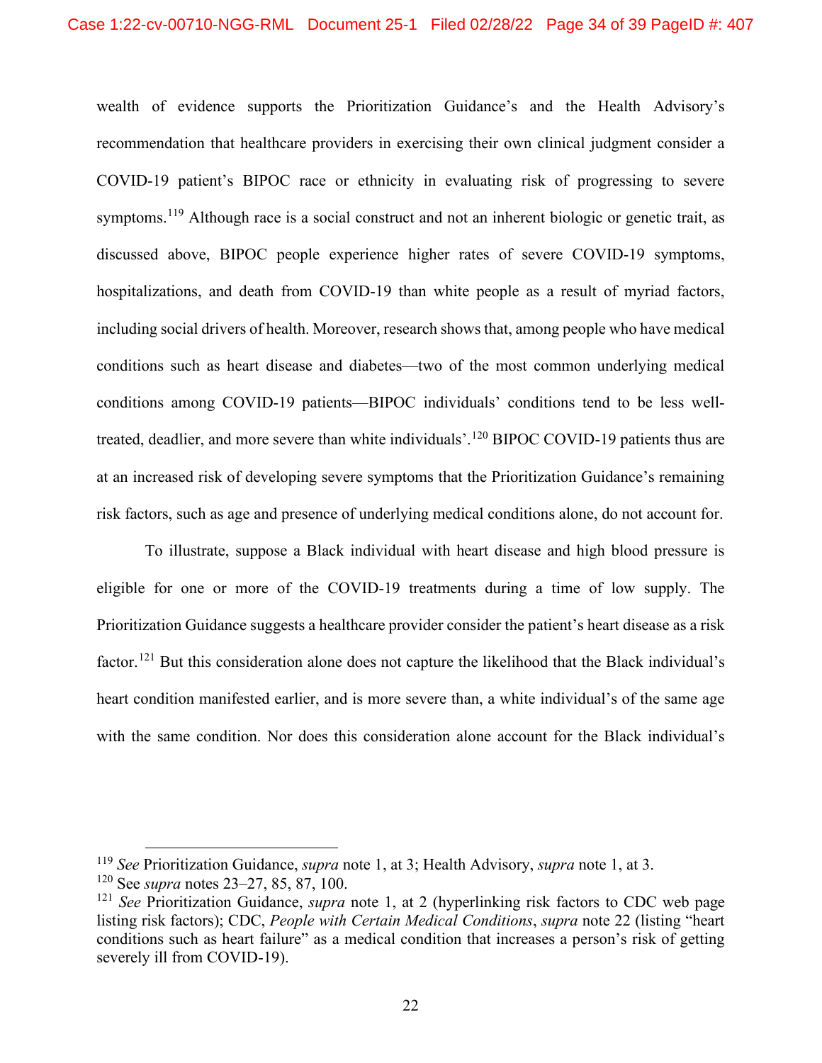wealth of evidence supports the Prioritization Guidance's and the Health Advisory's recommendation that healthcare providers in exercising their own clinical judgment consider a COVID-19 patient's BIPOC race or ethnicity in evaluating risk of progressing to severe symptoms.[119] Although race is a social construct and not an inherent biologic or genetic trait, as discussed above, BIPOC people experience higher rates of severe COVID-19 symptoms, hospitalizations, and death from COVID-19 than white people as a result of myriad factors, including social drivers of health. Moreover, research shows that, among people who have medical conditions such as heart disease and diabetes—two of the most common underlying medical conditions among COVID-19 patients—BIPOC individuals' conditions tend to be less well-treated, deadlier, and more severe than white individuals'.[120] BIPOC COVID-19 patients thus are at an increased risk of developing severe symptoms that the Prioritization Guidance's remaining risk factors, such as age and presence of underlying medical conditions alone, do not account for.

To illustrate, suppose a Black individual with heart disease and high blood pressure is eligible for one or more of the COVID-19 treatments during a time of low supply. The Prioritization Guidance suggests a healthcare provider consider the patient's heart disease as a risk factor.[121] But this consideration alone does not capture the likelihood that the Black individual's heart condition manifested earlier, and is more severe than, a white individual's of the same age with the same condition. Nor does this consideration alone account for the Black individual's

---

[119] *See* Prioritization Guidance, *supra* note 1, at 3; Health Advisory, *supra* note 1, at 3.

[120] See *supra* notes 23–27, 85, 87, 100.

[121] *See* Prioritization Guidance, *supra* note 1, at 2 (hyperlinking risk factors to CDC web page listing risk factors); CDC, *People with Certain Medical Conditions*, *supra* note 22 (listing "heart conditions such as heart failure" as a medical condition that increases a person's risk of getting severely ill from COVID-19).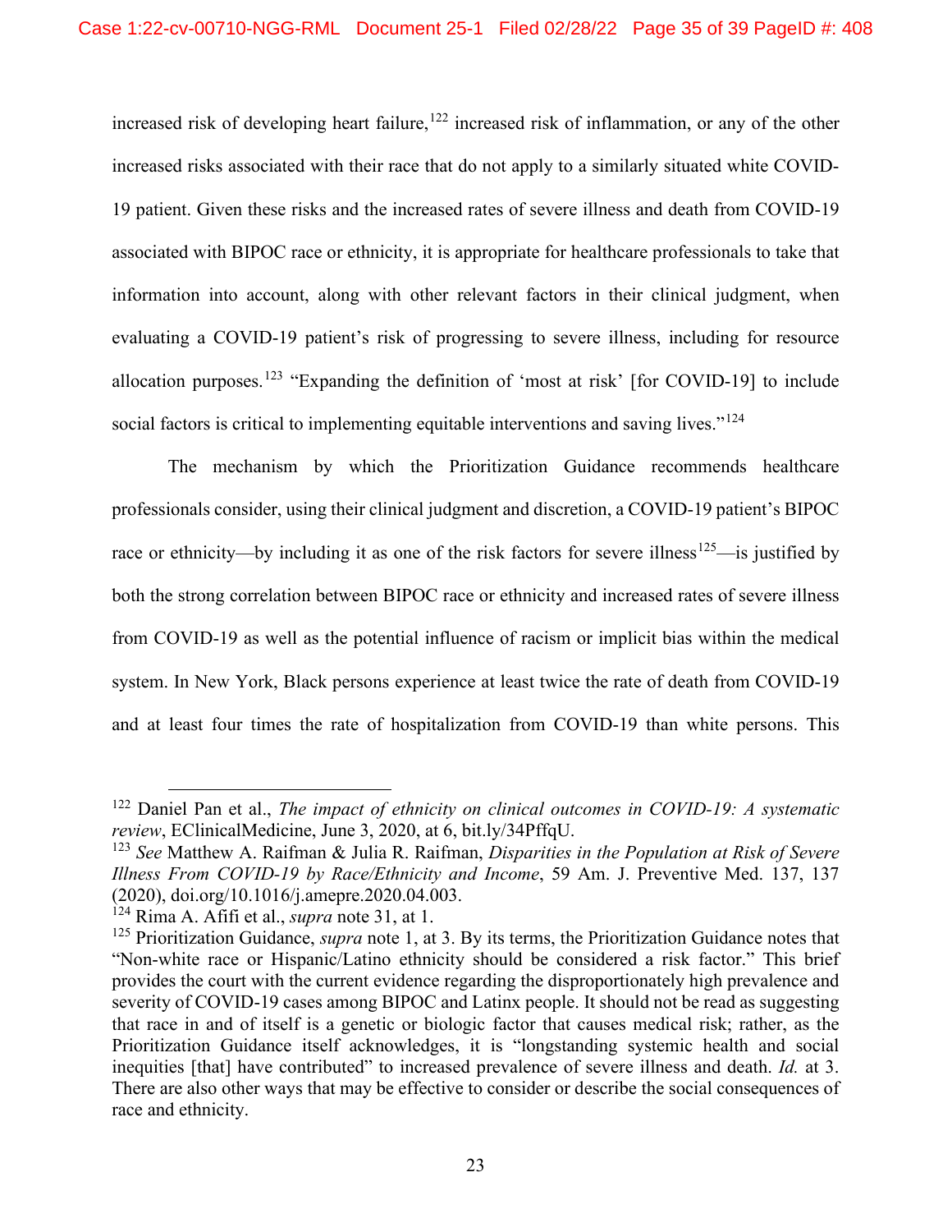increased risk of developing heart failure,[122] increased risk of inflammation, or any of the other increased risks associated with their race that do not apply to a similarly situated white COVID-19 patient. Given these risks and the increased rates of severe illness and death from COVID-19 associated with BIPOC race or ethnicity, it is appropriate for healthcare professionals to take that information into account, along with other relevant factors in their clinical judgment, when evaluating a COVID-19 patient's risk of progressing to severe illness, including for resource allocation purposes.[123] "Expanding the definition of 'most at risk' [for COVID-19] to include social factors is critical to implementing equitable interventions and saving lives."[124]

The mechanism by which the Prioritization Guidance recommends healthcare professionals consider, using their clinical judgment and discretion, a COVID-19 patient's BIPOC race or ethnicity—by including it as one of the risk factors for severe illness[125]—is justified by both the strong correlation between BIPOC race or ethnicity and increased rates of severe illness from COVID-19 as well as the potential influence of racism or implicit bias within the medical system. In New York, Black persons experience at least twice the rate of death from COVID-19 and at least four times the rate of hospitalization from COVID-19 than white persons. This

---

[122] Daniel Pan et al., *The impact of ethnicity on clinical outcomes in COVID-19: A systematic review*, EClinicalMedicine, June 3, 2020, at 6, bit.ly/34PffqU.

[123] *See* Matthew A. Raifman & Julia R. Raifman, *Disparities in the Population at Risk of Severe Illness From COVID-19 by Race/Ethnicity and Income*, 59 Am. J. Preventive Med. 137, 137 (2020), doi.org/10.1016/j.amepre.2020.04.003.

[124] Rima A. Afifi et al., *supra* note 31, at 1.

[125] Prioritization Guidance, *supra* note 1, at 3. By its terms, the Prioritization Guidance notes that "Non-white race or Hispanic/Latino ethnicity should be considered a risk factor." This brief provides the court with the current evidence regarding the disproportionately high prevalence and severity of COVID-19 cases among BIPOC and Latinx people. It should not be read as suggesting that race in and of itself is a genetic or biologic factor that causes medical risk; rather, as the Prioritization Guidance itself acknowledges, it is "longstanding systemic health and social inequities [that] have contributed" to increased prevalence of severe illness and death. *Id.* at 3. There are also other ways that may be effective to consider or describe the social consequences of race and ethnicity.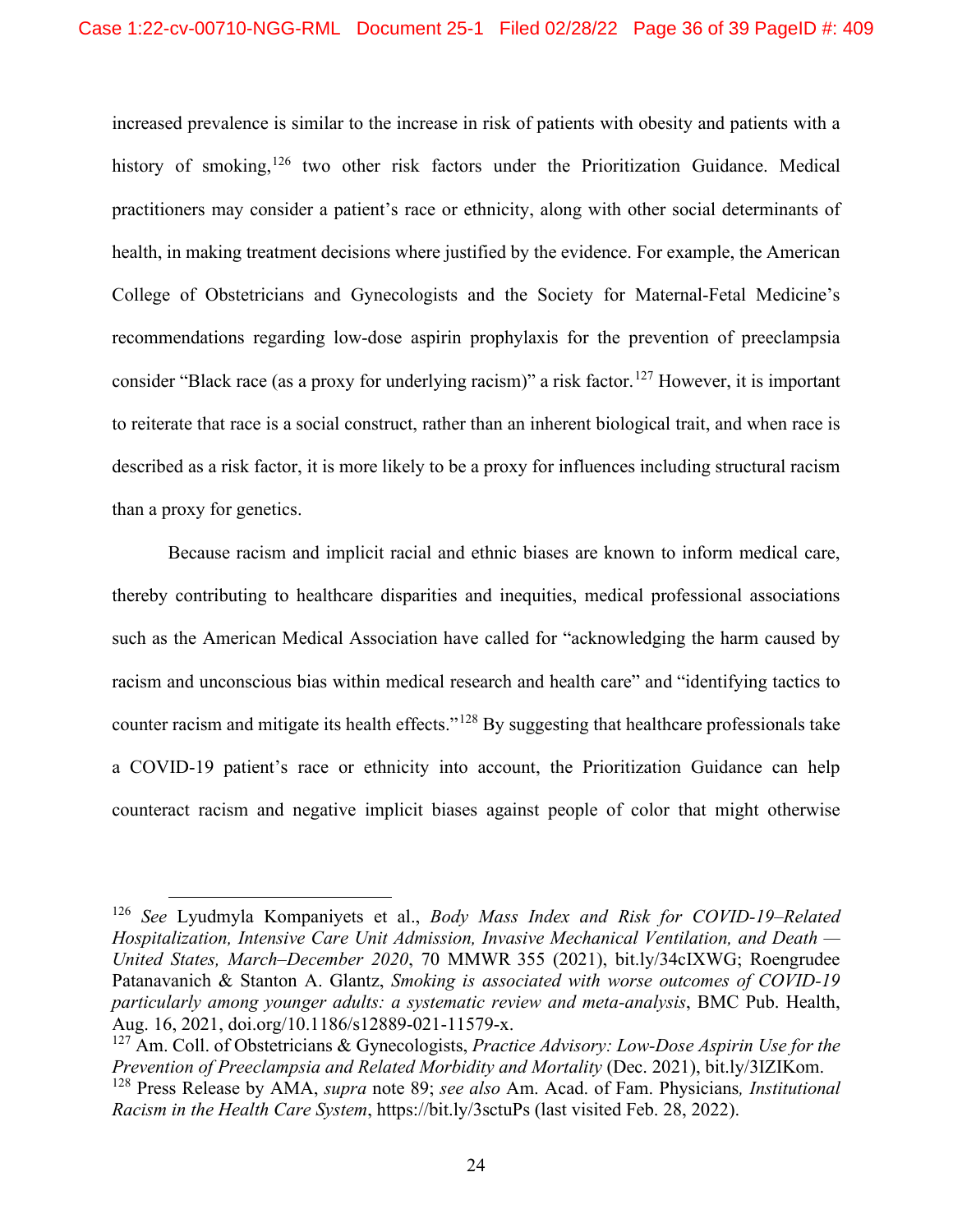increased prevalence is similar to the increase in risk of patients with obesity and patients with a history of smoking,[126] two other risk factors under the Prioritization Guidance. Medical practitioners may consider a patient's race or ethnicity, along with other social determinants of health, in making treatment decisions where justified by the evidence. For example, the American College of Obstetricians and Gynecologists and the Society for Maternal-Fetal Medicine's recommendations regarding low-dose aspirin prophylaxis for the prevention of preeclampsia consider "Black race (as a proxy for underlying racism)" a risk factor.[127] However, it is important to reiterate that race is a social construct, rather than an inherent biological trait, and when race is described as a risk factor, it is more likely to be a proxy for influences including structural racism than a proxy for genetics.

Because racism and implicit racial and ethnic biases are known to inform medical care, thereby contributing to healthcare disparities and inequities, medical professional associations such as the American Medical Association have called for "acknowledging the harm caused by racism and unconscious bias within medical research and health care" and "identifying tactics to counter racism and mitigate its health effects."[128] By suggesting that healthcare professionals take a COVID-19 patient's race or ethnicity into account, the Prioritization Guidance can help counteract racism and negative implicit biases against people of color that might otherwise

---

[126] *See* Lyudmyla Kompaniyets et al., *Body Mass Index and Risk for COVID-19–Related Hospitalization, Intensive Care Unit Admission, Invasive Mechanical Ventilation, and Death — United States, March–December 2020*, 70 MMWR 355 (2021), bit.ly/34cIXWG; Roengrudee Patanavanich & Stanton A. Glantz, *Smoking is associated with worse outcomes of COVID-19 particularly among younger adults: a systematic review and meta-analysis*, BMC Pub. Health, Aug. 16, 2021, doi.org/10.1186/s12889-021-11579-x.

[127] Am. Coll. of Obstetricians & Gynecologists, *Practice Advisory: Low-Dose Aspirin Use for the Prevention of Preeclampsia and Related Morbidity and Mortality* (Dec. 2021), bit.ly/3IZIKom.

[128] Press Release by AMA, *supra* note 89; *see also* Am. Acad. of Fam. Physicians*, Institutional Racism in the Health Care System*, https://bit.ly/3sctuPs (last visited Feb. 28, 2022).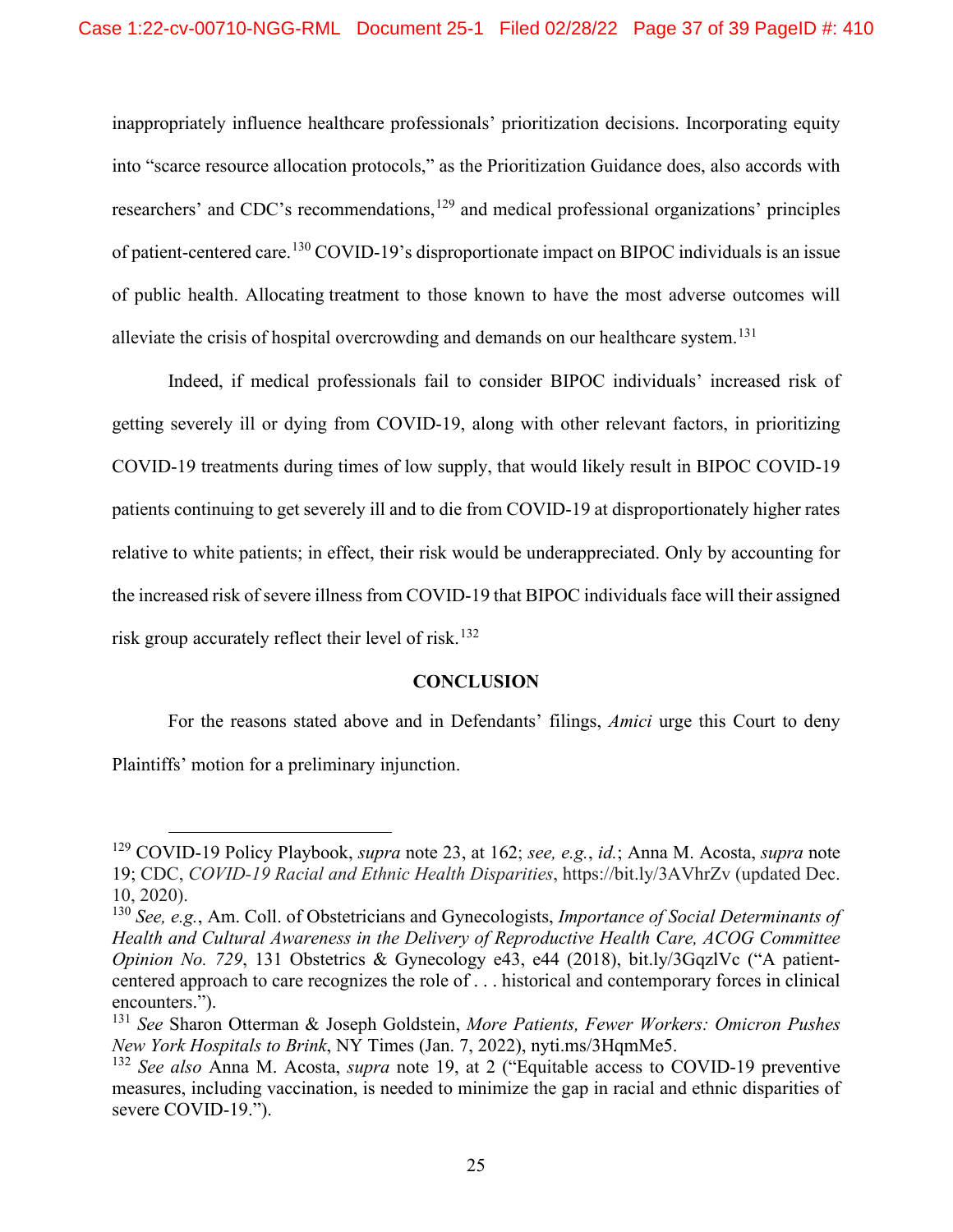inappropriately influence healthcare professionals' prioritization decisions. Incorporating equity into "scarce resource allocation protocols," as the Prioritization Guidance does, also accords with researchers' and CDC's recommendations,[129] and medical professional organizations' principles of patient-centered care.[130] COVID-19's disproportionate impact on BIPOC individuals is an issue of public health. Allocating treatment to those known to have the most adverse outcomes will alleviate the crisis of hospital overcrowding and demands on our healthcare system.[131]

Indeed, if medical professionals fail to consider BIPOC individuals' increased risk of getting severely ill or dying from COVID-19, along with other relevant factors, in prioritizing COVID-19 treatments during times of low supply, that would likely result in BIPOC COVID-19 patients continuing to get severely ill and to die from COVID-19 at disproportionately higher rates relative to white patients; in effect, their risk would be underappreciated. Only by accounting for the increased risk of severe illness from COVID-19 that BIPOC individuals face will their assigned risk group accurately reflect their level of risk.[132]

## CONCLUSION

For the reasons stated above and in Defendants' filings, *Amici* urge this Court to deny Plaintiffs' motion for a preliminary injunction.

---

[129] COVID-19 Policy Playbook, *supra* note 23, at 162; *see, e.g.*, *id.*; Anna M. Acosta, *supra* note 19; CDC, *COVID-19 Racial and Ethnic Health Disparities*, https://bit.ly/3AVhrZv (updated Dec. 10, 2020).

[130] *See, e.g.*, Am. Coll. of Obstetricians and Gynecologists, *Importance of Social Determinants of Health and Cultural Awareness in the Delivery of Reproductive Health Care, ACOG Committee Opinion No. 729*, 131 Obstetrics & Gynecology e43, e44 (2018), bit.ly/3GqzlVc ("A patient-centered approach to care recognizes the role of . . . historical and contemporary forces in clinical encounters.").

[131] *See* Sharon Otterman & Joseph Goldstein, *More Patients, Fewer Workers: Omicron Pushes New York Hospitals to Brink*, NY Times (Jan. 7, 2022), nyti.ms/3HqmMe5.

[132] *See also* Anna M. Acosta, *supra* note 19, at 2 ("Equitable access to COVID-19 preventive measures, including vaccination, is needed to minimize the gap in racial and ethnic disparities of severe COVID-19.").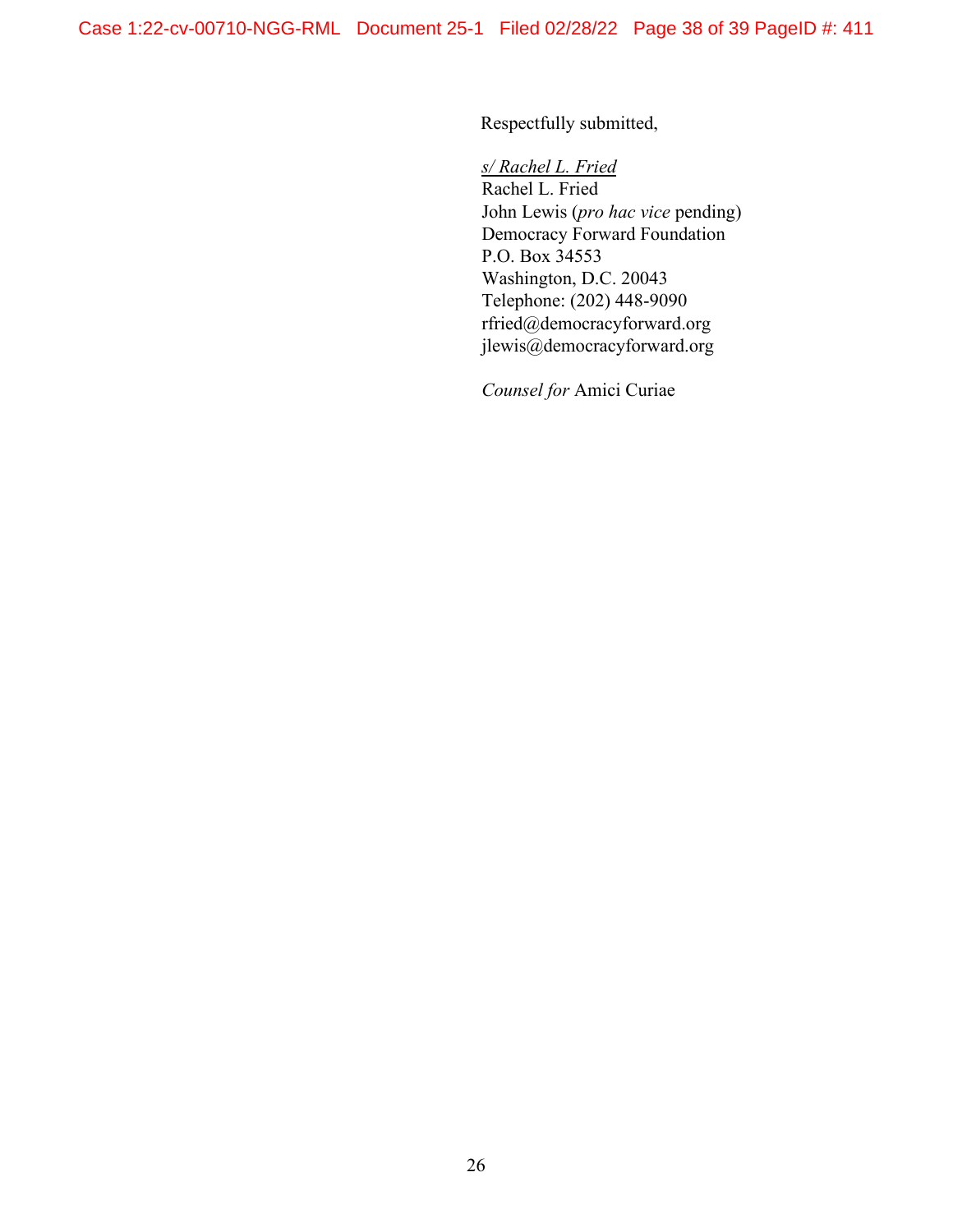Respectfully submitted,

*s/ Rachel L. Fried*
Rachel L. Fried
John Lewis (*pro hac vice* pending)
Democracy Forward Foundation
P.O. Box 34553
Washington, D.C. 20043
Telephone: (202) 448-9090
rfried@democracyforward.org
jlewis@democracyforward.org

*Counsel for* Amici Curiae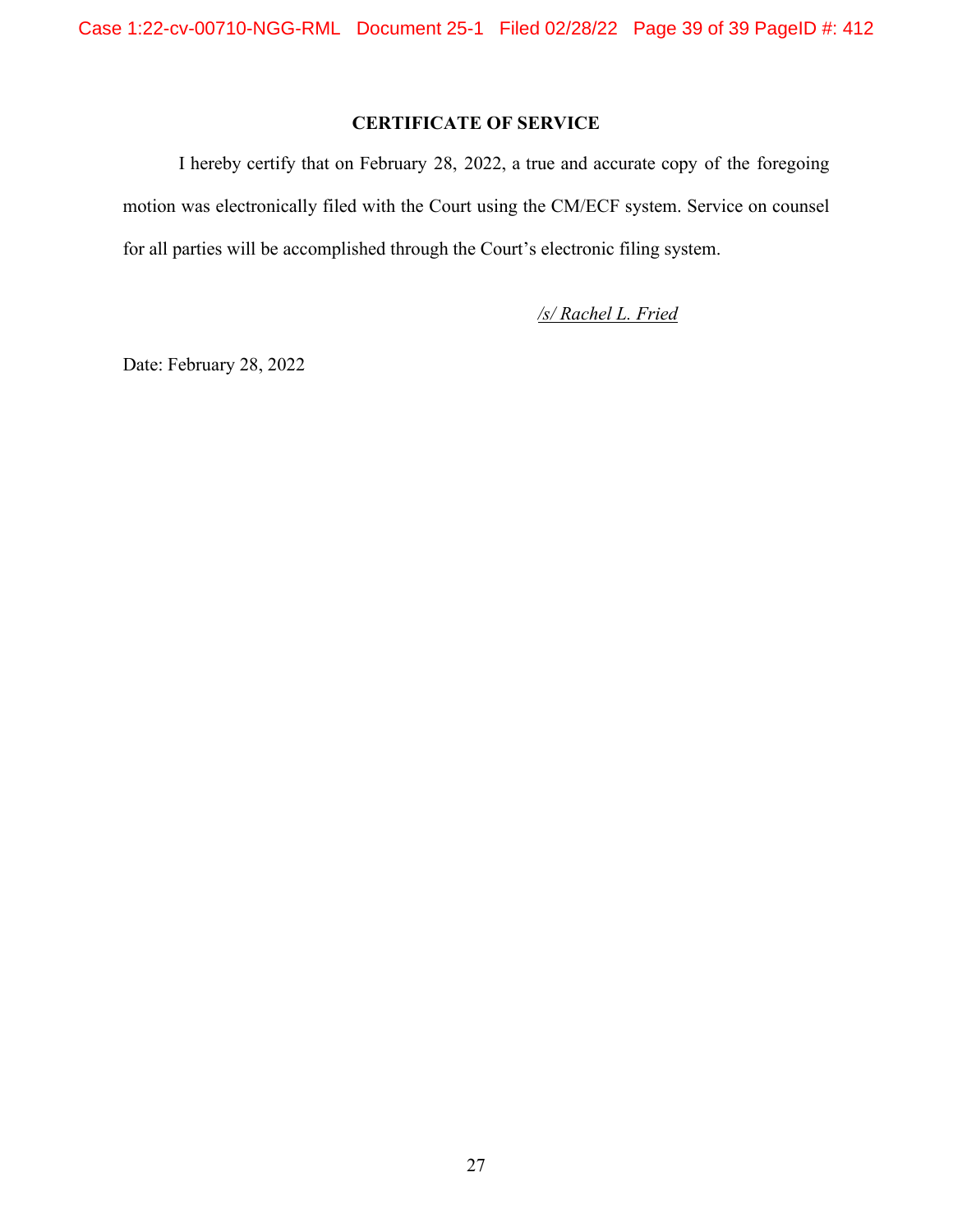## CERTIFICATE OF SERVICE

I hereby certify that on February 28, 2022, a true and accurate copy of the foregoing motion was electronically filed with the Court using the CM/ECF system. Service on counsel for all parties will be accomplished through the Court's electronic filing system.

*/s/ Rachel L. Fried*

Date: February 28, 2022